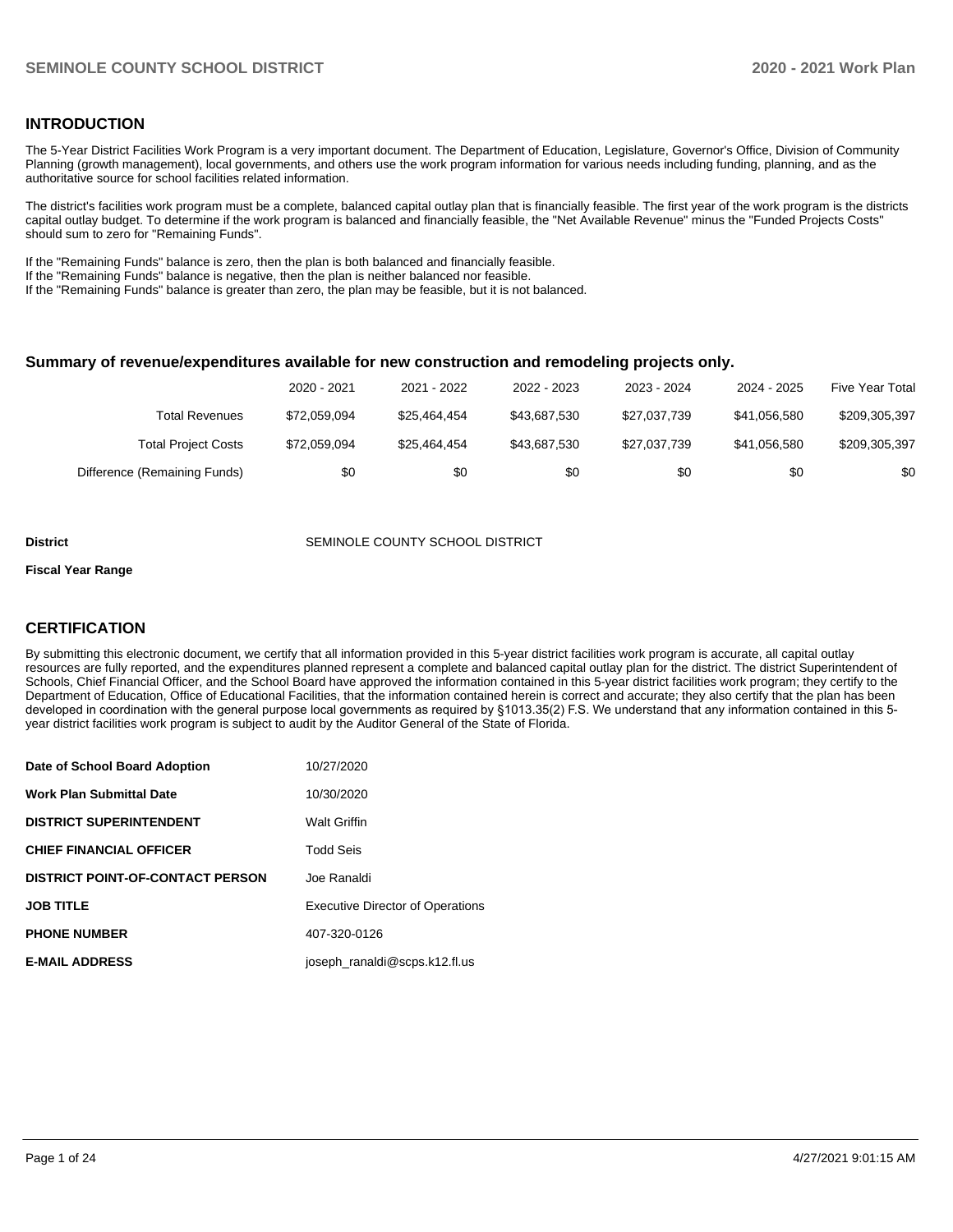## INTRODUCTION

The 5-Year District Facilities Work Program is a very important document. The Department of Education, Legislature, Governor's Office, Division of Community Planning (growth management), local governments, and others use the work program information for various needs including funding, planning, and as the authoritative source for school facilities related information.

The district's facilities work program must be a complete, balanced capital outlay plan that is financially feasible. The first year of the work program is the districts capital outlay budget. To determine if the work program is balanced and financially feasible, the "Net Available Revenue" minus the "Funded Projects Costs" should sum to zero for "Remaining Funds".

If the "Remaining Funds" balance is zero, then the plan is both balanced and financially feasible.
If the "Remaining Funds" balance is negative, then the plan is neither balanced nor feasible.
If the "Remaining Funds" balance is greater than zero, the plan may be feasible, but it is not balanced.

### Summary of revenue/expenditures available for new construction and remodeling projects only.

| | 2020 - 2021 | 2021 - 2022 | 2022 - 2023 | 2023 - 2024 | 2024 - 2025 | Five Year Total |
|---|---|---|---|---|---|---|
| Total Revenues | $72,059,094 | $25,464,454 | $43,687,530 | $27,037,739 | $41,056,580 | $209,305,397 |
| Total Project Costs | $72,059,094 | $25,464,454 | $43,687,530 | $27,037,739 | $41,056,580 | $209,305,397 |
| Difference (Remaining Funds) | $0 | $0 | $0 | $0 | $0 | $0 |

**District** SEMINOLE COUNTY SCHOOL DISTRICT

**Fiscal Year Range**

## CERTIFICATION

By submitting this electronic document, we certify that all information provided in this 5-year district facilities work program is accurate, all capital outlay resources are fully reported, and the expenditures planned represent a complete and balanced capital outlay plan for the district. The district Superintendent of Schools, Chief Financial Officer, and the School Board have approved the information contained in this 5-year district facilities work program; they certify to the Department of Education, Office of Educational Facilities, that the information contained herein is correct and accurate; they also certify that the plan has been developed in coordination with the general purpose local governments as required by §1013.35(2) F.S. We understand that any information contained in this 5-year district facilities work program is subject to audit by the Auditor General of the State of Florida.

| | |
|---|---|
| **Date of School Board Adoption** | 10/27/2020 |
| **Work Plan Submittal Date** | 10/30/2020 |
| **DISTRICT SUPERINTENDENT** | Walt Griffin |
| **CHIEF FINANCIAL OFFICER** | Todd Seis |
| **DISTRICT POINT-OF-CONTACT PERSON** | Joe Ranaldi |
| **JOB TITLE** | Executive Director of Operations |
| **PHONE NUMBER** | 407-320-0126 |
| **E-MAIL ADDRESS** | joseph_ranaldi@scps.k12.fl.us |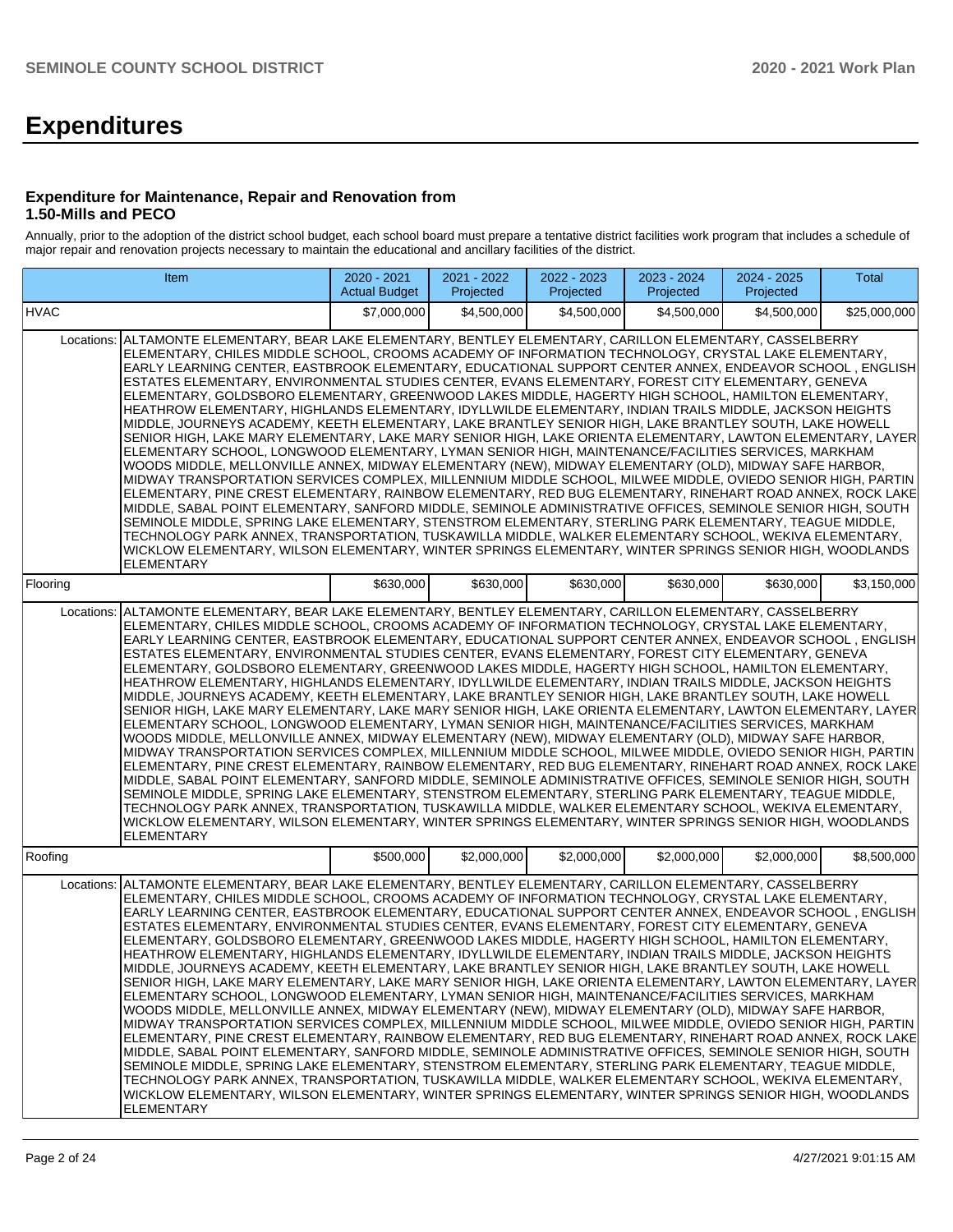# Expenditures

### Expenditure for Maintenance, Repair and Renovation from 1.50-Mills and PECO

Annually, prior to the adoption of the district school budget, each school board must prepare a tentative district facilities work program that includes a schedule of major repair and renovation projects necessary to maintain the educational and ancillary facilities of the district.

| Item | | 2020 - 2021 Actual Budget | 2021 - 2022 Projected | 2022 - 2023 Projected | 2023 - 2024 Projected | 2024 - 2025 Projected | Total |
|---|---|---|---|---|---|---|---|
| HVAC | | $7,000,000 | $4,500,000 | $4,500,000 | $4,500,000 | $4,500,000 | $25,000,000 |
| Locations: | ALTAMONTE ELEMENTARY, BEAR LAKE ELEMENTARY, BENTLEY ELEMENTARY, CARILLON ELEMENTARY, CASSELBERRY ELEMENTARY, CHILES MIDDLE SCHOOL, CROOMS ACADEMY OF INFORMATION TECHNOLOGY, CRYSTAL LAKE ELEMENTARY, EARLY LEARNING CENTER, EASTBROOK ELEMENTARY, EDUCATIONAL SUPPORT CENTER ANNEX, ENDEAVOR SCHOOL , ENGLISH ESTATES ELEMENTARY, ENVIRONMENTAL STUDIES CENTER, EVANS ELEMENTARY, FOREST CITY ELEMENTARY, GENEVA ELEMENTARY, GOLDSBORO ELEMENTARY, GREENWOOD LAKES MIDDLE, HAGERTY HIGH SCHOOL, HAMILTON ELEMENTARY, HEATHROW ELEMENTARY, HIGHLANDS ELEMENTARY, IDYLLWILDE ELEMENTARY, INDIAN TRAILS MIDDLE, JACKSON HEIGHTS MIDDLE, JOURNEYS ACADEMY, KEETH ELEMENTARY, LAKE BRANTLEY SENIOR HIGH, LAKE BRANTLEY SOUTH, LAKE HOWELL SENIOR HIGH, LAKE MARY ELEMENTARY, LAKE MARY SENIOR HIGH, LAKE ORIENTA ELEMENTARY, LAWTON ELEMENTARY, LAYER ELEMENTARY SCHOOL, LONGWOOD ELEMENTARY, LYMAN SENIOR HIGH, MAINTENANCE/FACILITIES SERVICES, MARKHAM WOODS MIDDLE, MELLONVILLE ANNEX, MIDWAY ELEMENTARY (NEW), MIDWAY ELEMENTARY (OLD), MIDWAY SAFE HARBOR, MIDWAY TRANSPORTATION SERVICES COMPLEX, MILLENNIUM MIDDLE SCHOOL, MILWEE MIDDLE, OVIEDO SENIOR HIGH, PARTIN ELEMENTARY, PINE CREST ELEMENTARY, RAINBOW ELEMENTARY, RED BUG ELEMENTARY, RINEHART ROAD ANNEX, ROCK LAKE MIDDLE, SABAL POINT ELEMENTARY, SANFORD MIDDLE, SEMINOLE ADMINISTRATIVE OFFICES, SEMINOLE SENIOR HIGH, SOUTH SEMINOLE MIDDLE, SPRING LAKE ELEMENTARY, STENSTROM ELEMENTARY, STERLING PARK ELEMENTARY, TEAGUE MIDDLE, TECHNOLOGY PARK ANNEX, TRANSPORTATION, TUSKAWILLA MIDDLE, WALKER ELEMENTARY SCHOOL, WEKIVA ELEMENTARY, WICKLOW ELEMENTARY, WILSON ELEMENTARY, WINTER SPRINGS ELEMENTARY, WINTER SPRINGS SENIOR HIGH, WOODLANDS ELEMENTARY | | | | | | |
| Flooring | | $630,000 | $630,000 | $630,000 | $630,000 | $630,000 | $3,150,000 |
| Locations: | ALTAMONTE ELEMENTARY, BEAR LAKE ELEMENTARY, BENTLEY ELEMENTARY, CARILLON ELEMENTARY, CASSELBERRY ELEMENTARY, CHILES MIDDLE SCHOOL, CROOMS ACADEMY OF INFORMATION TECHNOLOGY, CRYSTAL LAKE ELEMENTARY, EARLY LEARNING CENTER, EASTBROOK ELEMENTARY, EDUCATIONAL SUPPORT CENTER ANNEX, ENDEAVOR SCHOOL , ENGLISH ESTATES ELEMENTARY, ENVIRONMENTAL STUDIES CENTER, EVANS ELEMENTARY, FOREST CITY ELEMENTARY, GENEVA ELEMENTARY, GOLDSBORO ELEMENTARY, GREENWOOD LAKES MIDDLE, HAGERTY HIGH SCHOOL, HAMILTON ELEMENTARY, HEATHROW ELEMENTARY, HIGHLANDS ELEMENTARY, IDYLLWILDE ELEMENTARY, INDIAN TRAILS MIDDLE, JACKSON HEIGHTS MIDDLE, JOURNEYS ACADEMY, KEETH ELEMENTARY, LAKE BRANTLEY SENIOR HIGH, LAKE BRANTLEY SOUTH, LAKE HOWELL SENIOR HIGH, LAKE MARY ELEMENTARY, LAKE MARY SENIOR HIGH, LAKE ORIENTA ELEMENTARY, LAWTON ELEMENTARY, LAYER ELEMENTARY SCHOOL, LONGWOOD ELEMENTARY, LYMAN SENIOR HIGH, MAINTENANCE/FACILITIES SERVICES, MARKHAM WOODS MIDDLE, MELLONVILLE ANNEX, MIDWAY ELEMENTARY (NEW), MIDWAY ELEMENTARY (OLD), MIDWAY SAFE HARBOR, MIDWAY TRANSPORTATION SERVICES COMPLEX, MILLENNIUM MIDDLE SCHOOL, MILWEE MIDDLE, OVIEDO SENIOR HIGH, PARTIN ELEMENTARY, PINE CREST ELEMENTARY, RAINBOW ELEMENTARY, RED BUG ELEMENTARY, RINEHART ROAD ANNEX, ROCK LAKE MIDDLE, SABAL POINT ELEMENTARY, SANFORD MIDDLE, SEMINOLE ADMINISTRATIVE OFFICES, SEMINOLE SENIOR HIGH, SOUTH SEMINOLE MIDDLE, SPRING LAKE ELEMENTARY, STENSTROM ELEMENTARY, STERLING PARK ELEMENTARY, TEAGUE MIDDLE, TECHNOLOGY PARK ANNEX, TRANSPORTATION, TUSKAWILLA MIDDLE, WALKER ELEMENTARY SCHOOL, WEKIVA ELEMENTARY, WICKLOW ELEMENTARY, WILSON ELEMENTARY, WINTER SPRINGS ELEMENTARY, WINTER SPRINGS SENIOR HIGH, WOODLANDS ELEMENTARY | | | | | | |
| Roofing | | $500,000 | $2,000,000 | $2,000,000 | $2,000,000 | $2,000,000 | $8,500,000 |
| Locations: | ALTAMONTE ELEMENTARY, BEAR LAKE ELEMENTARY, BENTLEY ELEMENTARY, CARILLON ELEMENTARY, CASSELBERRY ELEMENTARY, CHILES MIDDLE SCHOOL, CROOMS ACADEMY OF INFORMATION TECHNOLOGY, CRYSTAL LAKE ELEMENTARY, EARLY LEARNING CENTER, EASTBROOK ELEMENTARY, EDUCATIONAL SUPPORT CENTER ANNEX, ENDEAVOR SCHOOL , ENGLISH ESTATES ELEMENTARY, ENVIRONMENTAL STUDIES CENTER, EVANS ELEMENTARY, FOREST CITY ELEMENTARY, GENEVA ELEMENTARY, GOLDSBORO ELEMENTARY, GREENWOOD LAKES MIDDLE, HAGERTY HIGH SCHOOL, HAMILTON ELEMENTARY, HEATHROW ELEMENTARY, HIGHLANDS ELEMENTARY, IDYLLWILDE ELEMENTARY, INDIAN TRAILS MIDDLE, JACKSON HEIGHTS MIDDLE, JOURNEYS ACADEMY, KEETH ELEMENTARY, LAKE BRANTLEY SENIOR HIGH, LAKE BRANTLEY SOUTH, LAKE HOWELL SENIOR HIGH, LAKE MARY ELEMENTARY, LAKE MARY SENIOR HIGH, LAKE ORIENTA ELEMENTARY, LAWTON ELEMENTARY, LAYER ELEMENTARY SCHOOL, LONGWOOD ELEMENTARY, LYMAN SENIOR HIGH, MAINTENANCE/FACILITIES SERVICES, MARKHAM WOODS MIDDLE, MELLONVILLE ANNEX, MIDWAY ELEMENTARY (NEW), MIDWAY ELEMENTARY (OLD), MIDWAY SAFE HARBOR, MIDWAY TRANSPORTATION SERVICES COMPLEX, MILLENNIUM MIDDLE SCHOOL, MILWEE MIDDLE, OVIEDO SENIOR HIGH, PARTIN ELEMENTARY, PINE CREST ELEMENTARY, RAINBOW ELEMENTARY, RED BUG ELEMENTARY, RINEHART ROAD ANNEX, ROCK LAKE MIDDLE, SABAL POINT ELEMENTARY, SANFORD MIDDLE, SEMINOLE ADMINISTRATIVE OFFICES, SEMINOLE SENIOR HIGH, SOUTH SEMINOLE MIDDLE, SPRING LAKE ELEMENTARY, STENSTROM ELEMENTARY, STERLING PARK ELEMENTARY, TEAGUE MIDDLE, TECHNOLOGY PARK ANNEX, TRANSPORTATION, TUSKAWILLA MIDDLE, WALKER ELEMENTARY SCHOOL, WEKIVA ELEMENTARY, WICKLOW ELEMENTARY, WILSON ELEMENTARY, WINTER SPRINGS ELEMENTARY, WINTER SPRINGS SENIOR HIGH, WOODLANDS ELEMENTARY | | | | | | |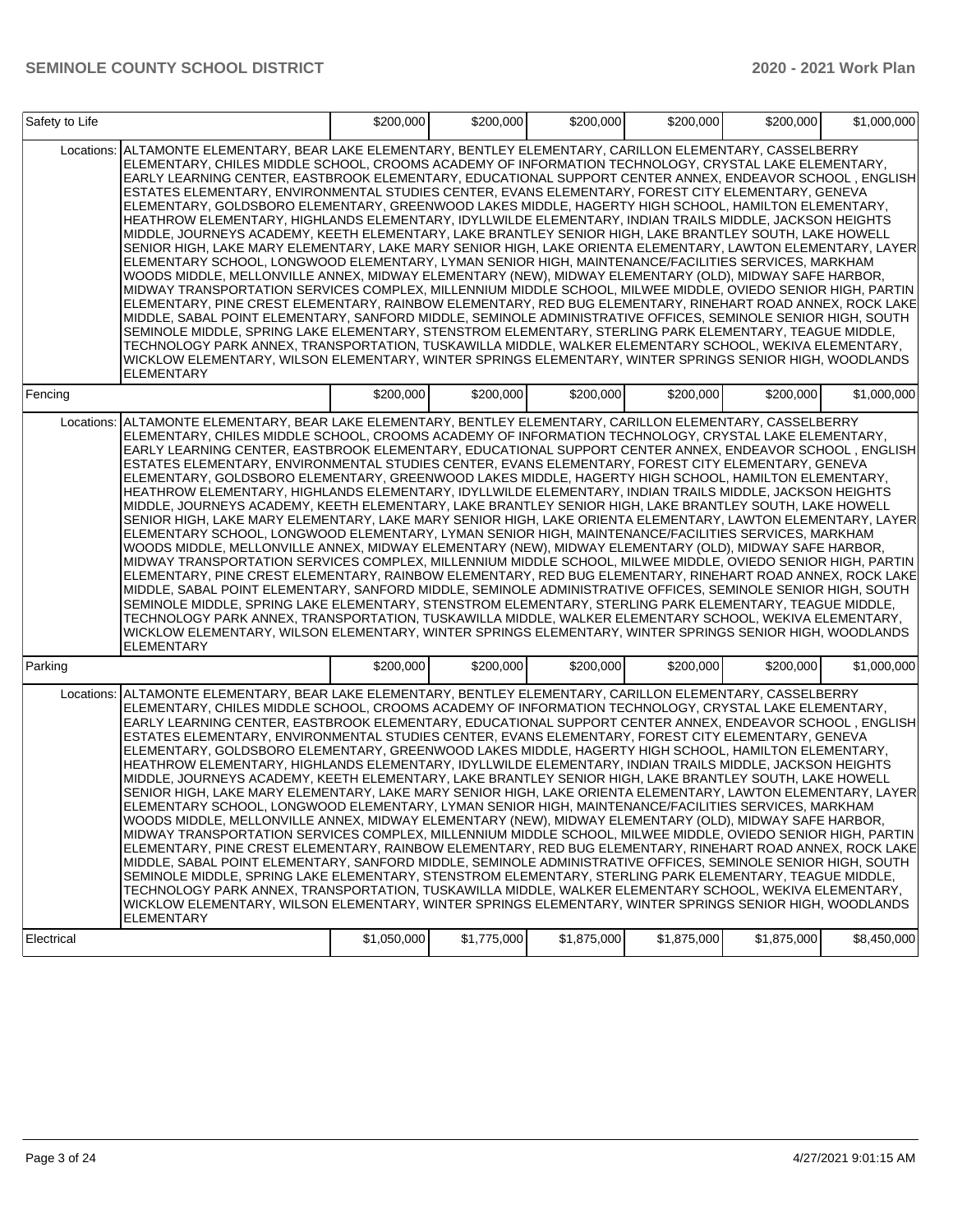| | | | | | | |
|---|---|---|---|---|---|---|
| Safety to Life | | $200,000 | $200,000 | $200,000 | $200,000 | $200,000 | $1,000,000 |
| Locations: | ALTAMONTE ELEMENTARY, BEAR LAKE ELEMENTARY, BENTLEY ELEMENTARY, CARILLON ELEMENTARY, CASSELBERRY ELEMENTARY, CHILES MIDDLE SCHOOL, CROOMS ACADEMY OF INFORMATION TECHNOLOGY, CRYSTAL LAKE ELEMENTARY, EARLY LEARNING CENTER, EASTBROOK ELEMENTARY, EDUCATIONAL SUPPORT CENTER ANNEX, ENDEAVOR SCHOOL , ENGLISH ESTATES ELEMENTARY, ENVIRONMENTAL STUDIES CENTER, EVANS ELEMENTARY, FOREST CITY ELEMENTARY, GENEVA ELEMENTARY, GOLDSBORO ELEMENTARY, GREENWOOD LAKES MIDDLE, HAGERTY HIGH SCHOOL, HAMILTON ELEMENTARY, HEATHROW ELEMENTARY, HIGHLANDS ELEMENTARY, IDYLLWILDE ELEMENTARY, INDIAN TRAILS MIDDLE, JACKSON HEIGHTS MIDDLE, JOURNEYS ACADEMY, KEETH ELEMENTARY, LAKE BRANTLEY SENIOR HIGH, LAKE BRANTLEY SOUTH, LAKE HOWELL SENIOR HIGH, LAKE MARY ELEMENTARY, LAKE MARY SENIOR HIGH, LAKE ORIENTA ELEMENTARY, LAWTON ELEMENTARY, LAYER ELEMENTARY SCHOOL, LONGWOOD ELEMENTARY, LYMAN SENIOR HIGH, MAINTENANCE/FACILITIES SERVICES, MARKHAM WOODS MIDDLE, MELLONVILLE ANNEX, MIDWAY ELEMENTARY (NEW), MIDWAY ELEMENTARY (OLD), MIDWAY SAFE HARBOR, MIDWAY TRANSPORTATION SERVICES COMPLEX, MILLENNIUM MIDDLE SCHOOL, MILWEE MIDDLE, OVIEDO SENIOR HIGH, PARTIN ELEMENTARY, PINE CREST ELEMENTARY, RAINBOW ELEMENTARY, RED BUG ELEMENTARY, RINEHART ROAD ANNEX, ROCK LAKE MIDDLE, SABAL POINT ELEMENTARY, SANFORD MIDDLE, SEMINOLE ADMINISTRATIVE OFFICES, SEMINOLE SENIOR HIGH, SOUTH SEMINOLE MIDDLE, SPRING LAKE ELEMENTARY, STENSTROM ELEMENTARY, STERLING PARK ELEMENTARY, TEAGUE MIDDLE, TECHNOLOGY PARK ANNEX, TRANSPORTATION, TUSKAWILLA MIDDLE, WALKER ELEMENTARY SCHOOL, WEKIVA ELEMENTARY, WICKLOW ELEMENTARY, WILSON ELEMENTARY, WINTER SPRINGS ELEMENTARY, WINTER SPRINGS SENIOR HIGH, WOODLANDS ELEMENTARY | | | | | | |
| Fencing | | $200,000 | $200,000 | $200,000 | $200,000 | $200,000 | $1,000,000 |
| Locations: | ALTAMONTE ELEMENTARY, BEAR LAKE ELEMENTARY, BENTLEY ELEMENTARY, CARILLON ELEMENTARY, CASSELBERRY ELEMENTARY, CHILES MIDDLE SCHOOL, CROOMS ACADEMY OF INFORMATION TECHNOLOGY, CRYSTAL LAKE ELEMENTARY, EARLY LEARNING CENTER, EASTBROOK ELEMENTARY, EDUCATIONAL SUPPORT CENTER ANNEX, ENDEAVOR SCHOOL , ENGLISH ESTATES ELEMENTARY, ENVIRONMENTAL STUDIES CENTER, EVANS ELEMENTARY, FOREST CITY ELEMENTARY, GENEVA ELEMENTARY, GOLDSBORO ELEMENTARY, GREENWOOD LAKES MIDDLE, HAGERTY HIGH SCHOOL, HAMILTON ELEMENTARY, HEATHROW ELEMENTARY, HIGHLANDS ELEMENTARY, IDYLLWILDE ELEMENTARY, INDIAN TRAILS MIDDLE, JACKSON HEIGHTS MIDDLE, JOURNEYS ACADEMY, KEETH ELEMENTARY, LAKE BRANTLEY SENIOR HIGH, LAKE BRANTLEY SOUTH, LAKE HOWELL SENIOR HIGH, LAKE MARY ELEMENTARY, LAKE MARY SENIOR HIGH, LAKE ORIENTA ELEMENTARY, LAWTON ELEMENTARY, LAYER ELEMENTARY SCHOOL, LONGWOOD ELEMENTARY, LYMAN SENIOR HIGH, MAINTENANCE/FACILITIES SERVICES, MARKHAM WOODS MIDDLE, MELLONVILLE ANNEX, MIDWAY ELEMENTARY (NEW), MIDWAY ELEMENTARY (OLD), MIDWAY SAFE HARBOR, MIDWAY TRANSPORTATION SERVICES COMPLEX, MILLENNIUM MIDDLE SCHOOL, MILWEE MIDDLE, OVIEDO SENIOR HIGH, PARTIN ELEMENTARY, PINE CREST ELEMENTARY, RAINBOW ELEMENTARY, RED BUG ELEMENTARY, RINEHART ROAD ANNEX, ROCK LAKE MIDDLE, SABAL POINT ELEMENTARY, SANFORD MIDDLE, SEMINOLE ADMINISTRATIVE OFFICES, SEMINOLE SENIOR HIGH, SOUTH SEMINOLE MIDDLE, SPRING LAKE ELEMENTARY, STENSTROM ELEMENTARY, STERLING PARK ELEMENTARY, TEAGUE MIDDLE, TECHNOLOGY PARK ANNEX, TRANSPORTATION, TUSKAWILLA MIDDLE, WALKER ELEMENTARY SCHOOL, WEKIVA ELEMENTARY, WICKLOW ELEMENTARY, WILSON ELEMENTARY, WINTER SPRINGS ELEMENTARY, WINTER SPRINGS SENIOR HIGH, WOODLANDS ELEMENTARY | | | | | | |
| Parking | | $200,000 | $200,000 | $200,000 | $200,000 | $200,000 | $1,000,000 |
| Locations: | ALTAMONTE ELEMENTARY, BEAR LAKE ELEMENTARY, BENTLEY ELEMENTARY, CARILLON ELEMENTARY, CASSELBERRY ELEMENTARY, CHILES MIDDLE SCHOOL, CROOMS ACADEMY OF INFORMATION TECHNOLOGY, CRYSTAL LAKE ELEMENTARY, EARLY LEARNING CENTER, EASTBROOK ELEMENTARY, EDUCATIONAL SUPPORT CENTER ANNEX, ENDEAVOR SCHOOL , ENGLISH ESTATES ELEMENTARY, ENVIRONMENTAL STUDIES CENTER, EVANS ELEMENTARY, FOREST CITY ELEMENTARY, GENEVA ELEMENTARY, GOLDSBORO ELEMENTARY, GREENWOOD LAKES MIDDLE, HAGERTY HIGH SCHOOL, HAMILTON ELEMENTARY, HEATHROW ELEMENTARY, HIGHLANDS ELEMENTARY, IDYLLWILDE ELEMENTARY, INDIAN TRAILS MIDDLE, JACKSON HEIGHTS MIDDLE, JOURNEYS ACADEMY, KEETH ELEMENTARY, LAKE BRANTLEY SENIOR HIGH, LAKE BRANTLEY SOUTH, LAKE HOWELL SENIOR HIGH, LAKE MARY ELEMENTARY, LAKE MARY SENIOR HIGH, LAKE ORIENTA ELEMENTARY, LAWTON ELEMENTARY, LAYER ELEMENTARY SCHOOL, LONGWOOD ELEMENTARY, LYMAN SENIOR HIGH, MAINTENANCE/FACILITIES SERVICES, MARKHAM WOODS MIDDLE, MELLONVILLE ANNEX, MIDWAY ELEMENTARY (NEW), MIDWAY ELEMENTARY (OLD), MIDWAY SAFE HARBOR, MIDWAY TRANSPORTATION SERVICES COMPLEX, MILLENNIUM MIDDLE SCHOOL, MILWEE MIDDLE, OVIEDO SENIOR HIGH, PARTIN ELEMENTARY, PINE CREST ELEMENTARY, RAINBOW ELEMENTARY, RED BUG ELEMENTARY, RINEHART ROAD ANNEX, ROCK LAKE MIDDLE, SABAL POINT ELEMENTARY, SANFORD MIDDLE, SEMINOLE ADMINISTRATIVE OFFICES, SEMINOLE SENIOR HIGH, SOUTH SEMINOLE MIDDLE, SPRING LAKE ELEMENTARY, STENSTROM ELEMENTARY, STERLING PARK ELEMENTARY, TEAGUE MIDDLE, TECHNOLOGY PARK ANNEX, TRANSPORTATION, TUSKAWILLA MIDDLE, WALKER ELEMENTARY SCHOOL, WEKIVA ELEMENTARY, WICKLOW ELEMENTARY, WILSON ELEMENTARY, WINTER SPRINGS ELEMENTARY, WINTER SPRINGS SENIOR HIGH, WOODLANDS ELEMENTARY | | | | | | |
| Electrical | | $1,050,000 | $1,775,000 | $1,875,000 | $1,875,000 | $1,875,000 | $8,450,000 |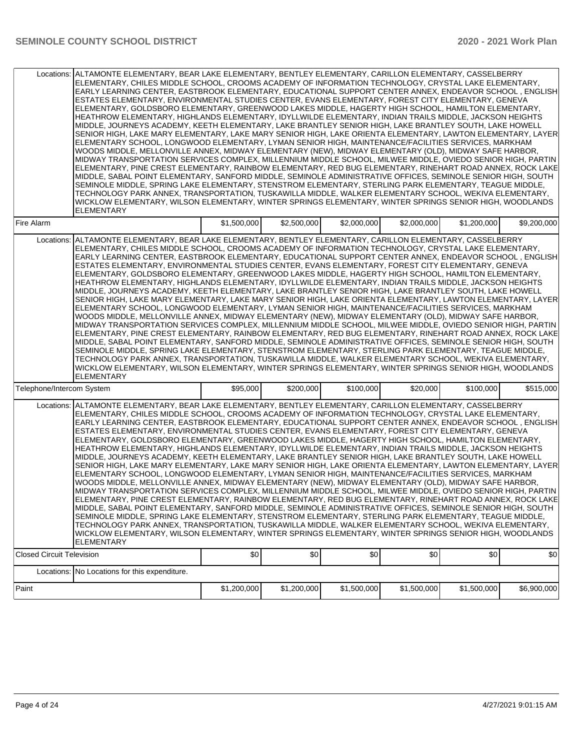| | | | | | | |
|---|---|---|---|---|---|---|
| Locations: | ALTAMONTE ELEMENTARY, BEAR LAKE ELEMENTARY, BENTLEY ELEMENTARY, CARILLON ELEMENTARY, CASSELBERRY ELEMENTARY, CHILES MIDDLE SCHOOL, CROOMS ACADEMY OF INFORMATION TECHNOLOGY, CRYSTAL LAKE ELEMENTARY, EARLY LEARNING CENTER, EASTBROOK ELEMENTARY, EDUCATIONAL SUPPORT CENTER ANNEX, ENDEAVOR SCHOOL , ENGLISH ESTATES ELEMENTARY, ENVIRONMENTAL STUDIES CENTER, EVANS ELEMENTARY, FOREST CITY ELEMENTARY, GENEVA ELEMENTARY, GOLDSBORO ELEMENTARY, GREENWOOD LAKES MIDDLE, HAGERTY HIGH SCHOOL, HAMILTON ELEMENTARY, HEATHROW ELEMENTARY, HIGHLANDS ELEMENTARY, IDYLLWILDE ELEMENTARY, INDIAN TRAILS MIDDLE, JACKSON HEIGHTS MIDDLE, JOURNEYS ACADEMY, KEETH ELEMENTARY, LAKE BRANTLEY SENIOR HIGH, LAKE BRANTLEY SOUTH, LAKE HOWELL SENIOR HIGH, LAKE MARY ELEMENTARY, LAKE MARY SENIOR HIGH, LAKE ORIENTA ELEMENTARY, LAWTON ELEMENTARY, LAYER ELEMENTARY SCHOOL, LONGWOOD ELEMENTARY, LYMAN SENIOR HIGH, MAINTENANCE/FACILITIES SERVICES, MARKHAM WOODS MIDDLE, MELLONVILLE ANNEX, MIDWAY ELEMENTARY (NEW), MIDWAY ELEMENTARY (OLD), MIDWAY SAFE HARBOR, MIDWAY TRANSPORTATION SERVICES COMPLEX, MILLENNIUM MIDDLE SCHOOL, MILWEE MIDDLE, OVIEDO SENIOR HIGH, PARTIN ELEMENTARY, PINE CREST ELEMENTARY, RAINBOW ELEMENTARY, RED BUG ELEMENTARY, RINEHART ROAD ANNEX, ROCK LAKE MIDDLE, SABAL POINT ELEMENTARY, SANFORD MIDDLE, SEMINOLE ADMINISTRATIVE OFFICES, SEMINOLE SENIOR HIGH, SOUTH SEMINOLE MIDDLE, SPRING LAKE ELEMENTARY, STENSTROM ELEMENTARY, STERLING PARK ELEMENTARY, TEAGUE MIDDLE, TECHNOLOGY PARK ANNEX, TRANSPORTATION, TUSKAWILLA MIDDLE, WALKER ELEMENTARY SCHOOL, WEKIVA ELEMENTARY, WICKLOW ELEMENTARY, WILSON ELEMENTARY, WINTER SPRINGS ELEMENTARY, WINTER SPRINGS SENIOR HIGH, WOODLANDS ELEMENTARY | | | | | |
| Fire Alarm | | $1,500,000 | $2,500,000 | $2,000,000 | $2,000,000 | $1,200,000 | $9,200,000 |
| Locations: | ALTAMONTE ELEMENTARY, BEAR LAKE ELEMENTARY, BENTLEY ELEMENTARY, CARILLON ELEMENTARY, CASSELBERRY ELEMENTARY, CHILES MIDDLE SCHOOL, CROOMS ACADEMY OF INFORMATION TECHNOLOGY, CRYSTAL LAKE ELEMENTARY, EARLY LEARNING CENTER, EASTBROOK ELEMENTARY, EDUCATIONAL SUPPORT CENTER ANNEX, ENDEAVOR SCHOOL , ENGLISH ESTATES ELEMENTARY, ENVIRONMENTAL STUDIES CENTER, EVANS ELEMENTARY, FOREST CITY ELEMENTARY, GENEVA ELEMENTARY, GOLDSBORO ELEMENTARY, GREENWOOD LAKES MIDDLE, HAGERTY HIGH SCHOOL, HAMILTON ELEMENTARY, HEATHROW ELEMENTARY, HIGHLANDS ELEMENTARY, IDYLLWILDE ELEMENTARY, INDIAN TRAILS MIDDLE, JACKSON HEIGHTS MIDDLE, JOURNEYS ACADEMY, KEETH ELEMENTARY, LAKE BRANTLEY SENIOR HIGH, LAKE BRANTLEY SOUTH, LAKE HOWELL SENIOR HIGH, LAKE MARY ELEMENTARY, LAKE MARY SENIOR HIGH, LAKE ORIENTA ELEMENTARY, LAWTON ELEMENTARY, LAYER ELEMENTARY SCHOOL, LONGWOOD ELEMENTARY, LYMAN SENIOR HIGH, MAINTENANCE/FACILITIES SERVICES, MARKHAM WOODS MIDDLE, MELLONVILLE ANNEX, MIDWAY ELEMENTARY (NEW), MIDWAY ELEMENTARY (OLD), MIDWAY SAFE HARBOR, MIDWAY TRANSPORTATION SERVICES COMPLEX, MILLENNIUM MIDDLE SCHOOL, MILWEE MIDDLE, OVIEDO SENIOR HIGH, PARTIN ELEMENTARY, PINE CREST ELEMENTARY, RAINBOW ELEMENTARY, RED BUG ELEMENTARY, RINEHART ROAD ANNEX, ROCK LAKE MIDDLE, SABAL POINT ELEMENTARY, SANFORD MIDDLE, SEMINOLE ADMINISTRATIVE OFFICES, SEMINOLE SENIOR HIGH, SOUTH SEMINOLE MIDDLE, SPRING LAKE ELEMENTARY, STENSTROM ELEMENTARY, STERLING PARK ELEMENTARY, TEAGUE MIDDLE, TECHNOLOGY PARK ANNEX, TRANSPORTATION, TUSKAWILLA MIDDLE, WALKER ELEMENTARY SCHOOL, WEKIVA ELEMENTARY, WICKLOW ELEMENTARY, WILSON ELEMENTARY, WINTER SPRINGS ELEMENTARY, WINTER SPRINGS SENIOR HIGH, WOODLANDS ELEMENTARY | | | | | |
| Telephone/Intercom System | | $95,000 | $200,000 | $100,000 | $20,000 | $100,000 | $515,000 |
| Locations: | ALTAMONTE ELEMENTARY, BEAR LAKE ELEMENTARY, BENTLEY ELEMENTARY, CARILLON ELEMENTARY, CASSELBERRY ELEMENTARY, CHILES MIDDLE SCHOOL, CROOMS ACADEMY OF INFORMATION TECHNOLOGY, CRYSTAL LAKE ELEMENTARY, EARLY LEARNING CENTER, EASTBROOK ELEMENTARY, EDUCATIONAL SUPPORT CENTER ANNEX, ENDEAVOR SCHOOL , ENGLISH ESTATES ELEMENTARY, ENVIRONMENTAL STUDIES CENTER, EVANS ELEMENTARY, FOREST CITY ELEMENTARY, GENEVA ELEMENTARY, GOLDSBORO ELEMENTARY, GREENWOOD LAKES MIDDLE, HAGERTY HIGH SCHOOL, HAMILTON ELEMENTARY, HEATHROW ELEMENTARY, HIGHLANDS ELEMENTARY, IDYLLWILDE ELEMENTARY, INDIAN TRAILS MIDDLE, JACKSON HEIGHTS MIDDLE, JOURNEYS ACADEMY, KEETH ELEMENTARY, LAKE BRANTLEY SENIOR HIGH, LAKE BRANTLEY SOUTH, LAKE HOWELL SENIOR HIGH, LAKE MARY ELEMENTARY, LAKE MARY SENIOR HIGH, LAKE ORIENTA ELEMENTARY, LAWTON ELEMENTARY, LAYER ELEMENTARY SCHOOL, LONGWOOD ELEMENTARY, LYMAN SENIOR HIGH, MAINTENANCE/FACILITIES SERVICES, MARKHAM WOODS MIDDLE, MELLONVILLE ANNEX, MIDWAY ELEMENTARY (NEW), MIDWAY ELEMENTARY (OLD), MIDWAY SAFE HARBOR, MIDWAY TRANSPORTATION SERVICES COMPLEX, MILLENNIUM MIDDLE SCHOOL, MILWEE MIDDLE, OVIEDO SENIOR HIGH, PARTIN ELEMENTARY, PINE CREST ELEMENTARY, RAINBOW ELEMENTARY, RED BUG ELEMENTARY, RINEHART ROAD ANNEX, ROCK LAKE MIDDLE, SABAL POINT ELEMENTARY, SANFORD MIDDLE, SEMINOLE ADMINISTRATIVE OFFICES, SEMINOLE SENIOR HIGH, SOUTH SEMINOLE MIDDLE, SPRING LAKE ELEMENTARY, STENSTROM ELEMENTARY, STERLING PARK ELEMENTARY, TEAGUE MIDDLE, TECHNOLOGY PARK ANNEX, TRANSPORTATION, TUSKAWILLA MIDDLE, WALKER ELEMENTARY SCHOOL, WEKIVA ELEMENTARY, WICKLOW ELEMENTARY, WILSON ELEMENTARY, WINTER SPRINGS ELEMENTARY, WINTER SPRINGS SENIOR HIGH, WOODLANDS ELEMENTARY | | | | | |
| Closed Circuit Television | | $0 | $0 | $0 | $0 | $0 | $0 |
| Locations: | No Locations for this expenditure. | | | | | |
| Paint | | $1,200,000 | $1,200,000 | $1,500,000 | $1,500,000 | $1,500,000 | $6,900,000 |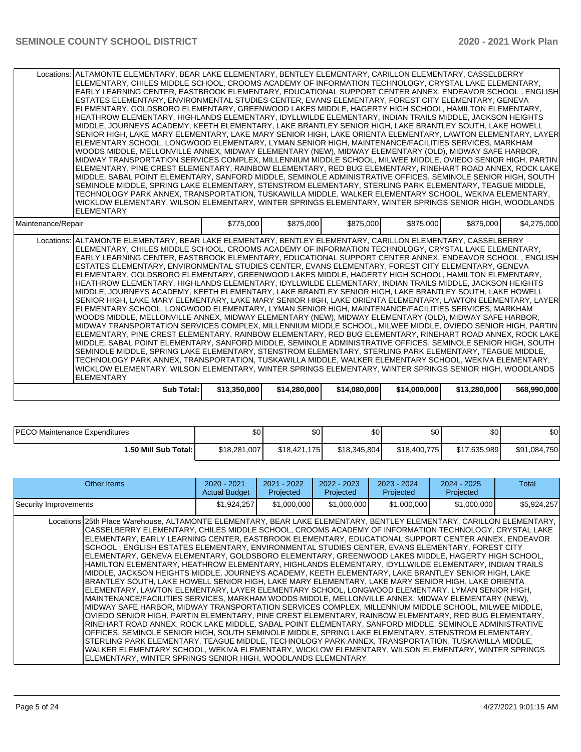| | | | | | | |
|---|---|---|---|---|---|---|
| Locations: | ALTAMONTE ELEMENTARY, BEAR LAKE ELEMENTARY, BENTLEY ELEMENTARY, CARILLON ELEMENTARY, CASSELBERRY ELEMENTARY, CHILES MIDDLE SCHOOL, CROOMS ACADEMY OF INFORMATION TECHNOLOGY, CRYSTAL LAKE ELEMENTARY, EARLY LEARNING CENTER, EASTBROOK ELEMENTARY, EDUCATIONAL SUPPORT CENTER ANNEX, ENDEAVOR SCHOOL , ENGLISH ESTATES ELEMENTARY, ENVIRONMENTAL STUDIES CENTER, EVANS ELEMENTARY, FOREST CITY ELEMENTARY, GENEVA ELEMENTARY, GOLDSBORO ELEMENTARY, GREENWOOD LAKES MIDDLE, HAGERTY HIGH SCHOOL, HAMILTON ELEMENTARY, HEATHROW ELEMENTARY, HIGHLANDS ELEMENTARY, IDYLLWILDE ELEMENTARY, INDIAN TRAILS MIDDLE, JACKSON HEIGHTS MIDDLE, JOURNEYS ACADEMY, KEETH ELEMENTARY, LAKE BRANTLEY SENIOR HIGH, LAKE BRANTLEY SOUTH, LAKE HOWELL SENIOR HIGH, LAKE MARY ELEMENTARY, LAKE MARY SENIOR HIGH, LAKE ORIENTA ELEMENTARY, LAWTON ELEMENTARY, LAYER ELEMENTARY SCHOOL, LONGWOOD ELEMENTARY, LYMAN SENIOR HIGH, MAINTENANCE/FACILITIES SERVICES, MARKHAM WOODS MIDDLE, MELLONVILLE ANNEX, MIDWAY ELEMENTARY (NEW), MIDWAY ELEMENTARY (OLD), MIDWAY SAFE HARBOR, MIDWAY TRANSPORTATION SERVICES COMPLEX, MILLENNIUM MIDDLE SCHOOL, MILWEE MIDDLE, OVIEDO SENIOR HIGH, PARTIN ELEMENTARY, PINE CREST ELEMENTARY, RAINBOW ELEMENTARY, RED BUG ELEMENTARY, RINEHART ROAD ANNEX, ROCK LAKE MIDDLE, SABAL POINT ELEMENTARY, SANFORD MIDDLE, SEMINOLE ADMINISTRATIVE OFFICES, SEMINOLE SENIOR HIGH, SOUTH SEMINOLE MIDDLE, SPRING LAKE ELEMENTARY, STENSTROM ELEMENTARY, STERLING PARK ELEMENTARY, TEAGUE MIDDLE, TECHNOLOGY PARK ANNEX, TRANSPORTATION, TUSKAWILLA MIDDLE, WALKER ELEMENTARY SCHOOL, WEKIVA ELEMENTARY, WICKLOW ELEMENTARY, WILSON ELEMENTARY, WINTER SPRINGS ELEMENTARY, WINTER SPRINGS SENIOR HIGH, WOODLANDS ELEMENTARY | | | | | |
| Maintenance/Repair | | $775,000 | $875,000 | $875,000 | $875,000 | $875,000 | $4,275,000 |
| Locations: | ALTAMONTE ELEMENTARY, BEAR LAKE ELEMENTARY, BENTLEY ELEMENTARY, CARILLON ELEMENTARY, CASSELBERRY ELEMENTARY, CHILES MIDDLE SCHOOL, CROOMS ACADEMY OF INFORMATION TECHNOLOGY, CRYSTAL LAKE ELEMENTARY, EARLY LEARNING CENTER, EASTBROOK ELEMENTARY, EDUCATIONAL SUPPORT CENTER ANNEX, ENDEAVOR SCHOOL , ENGLISH ESTATES ELEMENTARY, ENVIRONMENTAL STUDIES CENTER, EVANS ELEMENTARY, FOREST CITY ELEMENTARY, GENEVA ELEMENTARY, GOLDSBORO ELEMENTARY, GREENWOOD LAKES MIDDLE, HAGERTY HIGH SCHOOL, HAMILTON ELEMENTARY, HEATHROW ELEMENTARY, HIGHLANDS ELEMENTARY, IDYLLWILDE ELEMENTARY, INDIAN TRAILS MIDDLE, JACKSON HEIGHTS MIDDLE, JOURNEYS ACADEMY, KEETH ELEMENTARY, LAKE BRANTLEY SENIOR HIGH, LAKE BRANTLEY SOUTH, LAKE HOWELL SENIOR HIGH, LAKE MARY ELEMENTARY, LAKE MARY SENIOR HIGH, LAKE ORIENTA ELEMENTARY, LAWTON ELEMENTARY, LAYER ELEMENTARY SCHOOL, LONGWOOD ELEMENTARY, LYMAN SENIOR HIGH, MAINTENANCE/FACILITIES SERVICES, MARKHAM WOODS MIDDLE, MELLONVILLE ANNEX, MIDWAY ELEMENTARY (NEW), MIDWAY ELEMENTARY (OLD), MIDWAY SAFE HARBOR, MIDWAY TRANSPORTATION SERVICES COMPLEX, MILLENNIUM MIDDLE SCHOOL, MILWEE MIDDLE, OVIEDO SENIOR HIGH, PARTIN ELEMENTARY, PINE CREST ELEMENTARY, RAINBOW ELEMENTARY, RED BUG ELEMENTARY, RINEHART ROAD ANNEX, ROCK LAKE MIDDLE, SABAL POINT ELEMENTARY, SANFORD MIDDLE, SEMINOLE ADMINISTRATIVE OFFICES, SEMINOLE SENIOR HIGH, SOUTH SEMINOLE MIDDLE, SPRING LAKE ELEMENTARY, STENSTROM ELEMENTARY, STERLING PARK ELEMENTARY, TEAGUE MIDDLE, TECHNOLOGY PARK ANNEX, TRANSPORTATION, TUSKAWILLA MIDDLE, WALKER ELEMENTARY SCHOOL, WEKIVA ELEMENTARY, WICKLOW ELEMENTARY, WILSON ELEMENTARY, WINTER SPRINGS ELEMENTARY, WINTER SPRINGS SENIOR HIGH, WOODLANDS ELEMENTARY | | | | | |
| | **Sub Total:** | **$13,350,000** | **$14,280,000** | **$14,080,000** | **$14,000,000** | **$13,280,000** | **$68,990,000** |

| | | | | | | |
|---|---|---|---|---|---|---|
| PECO Maintenance Expenditures | $0 | $0 | $0 | $0 | $0 | $0 |
| **1.50 Mill Sub Total:** | $18,281,007 | $18,421,175 | $18,345,804 | $18,400,775 | $17,635,989 | $91,084,750 |

| Other Items | | 2020 - 2021 Actual Budget | 2021 - 2022 Projected | 2022 - 2023 Projected | 2023 - 2024 Projected | 2024 - 2025 Projected | Total |
|---|---|---|---|---|---|---|---|
| Security Improvements | | $1,924,257 | $1,000,000 | $1,000,000 | $1,000,000 | $1,000,000 | $5,924,257 |
| Locations | 25th Place Warehouse, ALTAMONTE ELEMENTARY, BEAR LAKE ELEMENTARY, BENTLEY ELEMENTARY, CARILLON ELEMENTARY, CASSELBERRY ELEMENTARY, CHILES MIDDLE SCHOOL, CROOMS ACADEMY OF INFORMATION TECHNOLOGY, CRYSTAL LAKE ELEMENTARY, EARLY LEARNING CENTER, EASTBROOK ELEMENTARY, EDUCATIONAL SUPPORT CENTER ANNEX, ENDEAVOR SCHOOL , ENGLISH ESTATES ELEMENTARY, ENVIRONMENTAL STUDIES CENTER, EVANS ELEMENTARY, FOREST CITY ELEMENTARY, GENEVA ELEMENTARY, GOLDSBORO ELEMENTARY, GREENWOOD LAKES MIDDLE, HAGERTY HIGH SCHOOL, HAMILTON ELEMENTARY, HEATHROW ELEMENTARY, HIGHLANDS ELEMENTARY, IDYLLWILDE ELEMENTARY, INDIAN TRAILS MIDDLE, JACKSON HEIGHTS MIDDLE, JOURNEYS ACADEMY, KEETH ELEMENTARY, LAKE BRANTLEY SENIOR HIGH, LAKE BRANTLEY SOUTH, LAKE HOWELL SENIOR HIGH, LAKE MARY ELEMENTARY, LAKE MARY SENIOR HIGH, LAKE ORIENTA ELEMENTARY, LAWTON ELEMENTARY, LAYER ELEMENTARY SCHOOL, LONGWOOD ELEMENTARY, LYMAN SENIOR HIGH, MAINTENANCE/FACILITIES SERVICES, MARKHAM WOODS MIDDLE, MELLONVILLE ANNEX, MIDWAY ELEMENTARY (NEW), MIDWAY SAFE HARBOR, MIDWAY TRANSPORTATION SERVICES COMPLEX, MILLENNIUM MIDDLE SCHOOL, MILWEE MIDDLE, OVIEDO SENIOR HIGH, PARTIN ELEMENTARY, PINE CREST ELEMENTARY, RAINBOW ELEMENTARY, RED BUG ELEMENTARY, RINEHART ROAD ANNEX, ROCK LAKE MIDDLE, SABAL POINT ELEMENTARY, SANFORD MIDDLE, SEMINOLE ADMINISTRATIVE OFFICES, SEMINOLE SENIOR HIGH, SOUTH SEMINOLE MIDDLE, SPRING LAKE ELEMENTARY, STENSTROM ELEMENTARY, STERLING PARK ELEMENTARY, TEAGUE MIDDLE, TECHNOLOGY PARK ANNEX, TRANSPORTATION, TUSKAWILLA MIDDLE, WALKER ELEMENTARY SCHOOL, WEKIVA ELEMENTARY, WICKLOW ELEMENTARY, WILSON ELEMENTARY, WINTER SPRINGS ELEMENTARY, WINTER SPRINGS SENIOR HIGH, WOODLANDS ELEMENTARY | | | | | | |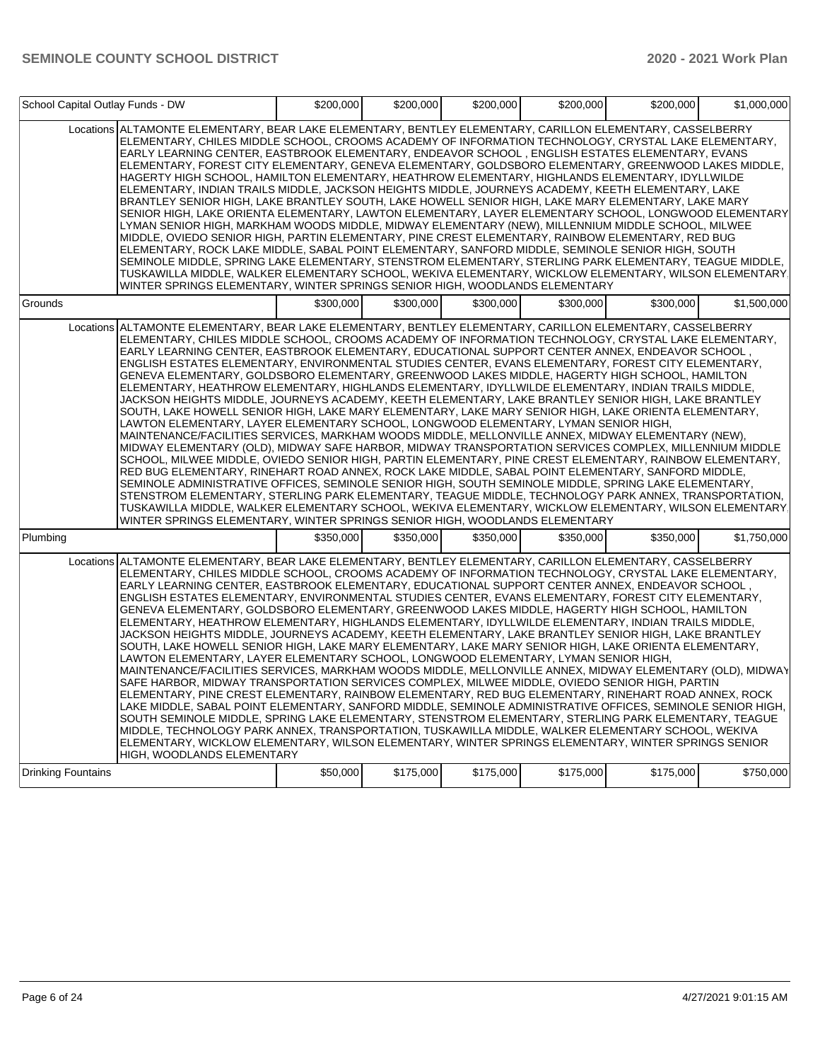| School Capital Outlay Funds - DW | | $200,000 | $200,000 | $200,000 | $200,000 | $200,000 | $1,000,000 |
|---|---|---|---|---|---|---|---|
| | Locations | ALTAMONTE ELEMENTARY, BEAR LAKE ELEMENTARY, BENTLEY ELEMENTARY, CARILLON ELEMENTARY, CASSELBERRY ELEMENTARY, CHILES MIDDLE SCHOOL, CROOMS ACADEMY OF INFORMATION TECHNOLOGY, CRYSTAL LAKE ELEMENTARY, EARLY LEARNING CENTER, EASTBROOK ELEMENTARY, ENDEAVOR SCHOOL , ENGLISH ESTATES ELEMENTARY, EVANS ELEMENTARY, FOREST CITY ELEMENTARY, GENEVA ELEMENTARY, GOLDSBORO ELEMENTARY, GREENWOOD LAKES MIDDLE, HAGERTY HIGH SCHOOL, HAMILTON ELEMENTARY, HEATHROW ELEMENTARY, HIGHLANDS ELEMENTARY, IDYLLWILDE ELEMENTARY, INDIAN TRAILS MIDDLE, JACKSON HEIGHTS MIDDLE, JOURNEYS ACADEMY, KEETH ELEMENTARY, LAKE BRANTLEY SENIOR HIGH, LAKE BRANTLEY SOUTH, LAKE HOWELL SENIOR HIGH, LAKE MARY ELEMENTARY, LAKE MARY SENIOR HIGH, LAKE ORIENTA ELEMENTARY, LAWTON ELEMENTARY, LAYER ELEMENTARY SCHOOL, LONGWOOD ELEMENTARY, LYMAN SENIOR HIGH, MARKHAM WOODS MIDDLE, MIDWAY ELEMENTARY (NEW), MILLENNIUM MIDDLE SCHOOL, MILWEE MIDDLE, OVIEDO SENIOR HIGH, PARTIN ELEMENTARY, PINE CREST ELEMENTARY, RAINBOW ELEMENTARY, RED BUG ELEMENTARY, ROCK LAKE MIDDLE, SABAL POINT ELEMENTARY, SANFORD MIDDLE, SEMINOLE SENIOR HIGH, SOUTH SEMINOLE MIDDLE, SPRING LAKE ELEMENTARY, STENSTROM ELEMENTARY, STERLING PARK ELEMENTARY, TEAGUE MIDDLE, TUSKAWILLA MIDDLE, WALKER ELEMENTARY SCHOOL, WEKIVA ELEMENTARY, WICKLOW ELEMENTARY, WILSON ELEMENTARY, WINTER SPRINGS ELEMENTARY, WINTER SPRINGS SENIOR HIGH, WOODLANDS ELEMENTARY | | | | | | |
| Grounds | | $300,000 | $300,000 | $300,000 | $300,000 | $300,000 | $1,500,000 |
| | Locations | ALTAMONTE ELEMENTARY, BEAR LAKE ELEMENTARY, BENTLEY ELEMENTARY, CARILLON ELEMENTARY, CASSELBERRY ELEMENTARY, CHILES MIDDLE SCHOOL, CROOMS ACADEMY OF INFORMATION TECHNOLOGY, CRYSTAL LAKE ELEMENTARY, EARLY LEARNING CENTER, EASTBROOK ELEMENTARY, EDUCATIONAL SUPPORT CENTER ANNEX, ENDEAVOR SCHOOL , ENGLISH ESTATES ELEMENTARY, ENVIRONMENTAL STUDIES CENTER, EVANS ELEMENTARY, FOREST CITY ELEMENTARY, GENEVA ELEMENTARY, GOLDSBORO ELEMENTARY, GREENWOOD LAKES MIDDLE, HAGERTY HIGH SCHOOL, HAMILTON ELEMENTARY, HEATHROW ELEMENTARY, HIGHLANDS ELEMENTARY, IDYLLWILDE ELEMENTARY, INDIAN TRAILS MIDDLE, JACKSON HEIGHTS MIDDLE, JOURNEYS ACADEMY, KEETH ELEMENTARY, LAKE BRANTLEY SENIOR HIGH, LAKE BRANTLEY SOUTH, LAKE HOWELL SENIOR HIGH, LAKE MARY ELEMENTARY, LAKE MARY SENIOR HIGH, LAKE ORIENTA ELEMENTARY, LAWTON ELEMENTARY, LAYER ELEMENTARY SCHOOL, LONGWOOD ELEMENTARY, LYMAN SENIOR HIGH, MAINTENANCE/FACILITIES SERVICES, MARKHAM WOODS MIDDLE, MELLONVILLE ANNEX, MIDWAY ELEMENTARY (NEW), MIDWAY ELEMENTARY (OLD), MIDWAY SAFE HARBOR, MIDWAY TRANSPORTATION SERVICES COMPLEX, MILLENNIUM MIDDLE SCHOOL, MILWEE MIDDLE, OVIEDO SENIOR HIGH, PARTIN ELEMENTARY, PINE CREST ELEMENTARY, RAINBOW ELEMENTARY, RED BUG ELEMENTARY, RINEHART ROAD ANNEX, ROCK LAKE MIDDLE, SABAL POINT ELEMENTARY, SANFORD MIDDLE, SEMINOLE ADMINISTRATIVE OFFICES, SEMINOLE SENIOR HIGH, SOUTH SEMINOLE MIDDLE, SPRING LAKE ELEMENTARY, STENSTROM ELEMENTARY, STERLING PARK ELEMENTARY, TEAGUE MIDDLE, TECHNOLOGY PARK ANNEX, TRANSPORTATION, TUSKAWILLA MIDDLE, WALKER ELEMENTARY SCHOOL, WEKIVA ELEMENTARY, WICKLOW ELEMENTARY, WILSON ELEMENTARY, WINTER SPRINGS ELEMENTARY, WINTER SPRINGS SENIOR HIGH, WOODLANDS ELEMENTARY | | | | | | |
| Plumbing | | $350,000 | $350,000 | $350,000 | $350,000 | $350,000 | $1,750,000 |
| | Locations | ALTAMONTE ELEMENTARY, BEAR LAKE ELEMENTARY, BENTLEY ELEMENTARY, CARILLON ELEMENTARY, CASSELBERRY ELEMENTARY, CHILES MIDDLE SCHOOL, CROOMS ACADEMY OF INFORMATION TECHNOLOGY, CRYSTAL LAKE ELEMENTARY, EARLY LEARNING CENTER, EASTBROOK ELEMENTARY, EDUCATIONAL SUPPORT CENTER ANNEX, ENDEAVOR SCHOOL , ENGLISH ESTATES ELEMENTARY, ENVIRONMENTAL STUDIES CENTER, EVANS ELEMENTARY, FOREST CITY ELEMENTARY, GENEVA ELEMENTARY, GOLDSBORO ELEMENTARY, GREENWOOD LAKES MIDDLE, HAGERTY HIGH SCHOOL, HAMILTON ELEMENTARY, HEATHROW ELEMENTARY, HIGHLANDS ELEMENTARY, IDYLLWILDE ELEMENTARY, INDIAN TRAILS MIDDLE, JACKSON HEIGHTS MIDDLE, JOURNEYS ACADEMY, KEETH ELEMENTARY, LAKE BRANTLEY SENIOR HIGH, LAKE BRANTLEY SOUTH, LAKE HOWELL SENIOR HIGH, LAKE MARY ELEMENTARY, LAKE MARY SENIOR HIGH, LAKE ORIENTA ELEMENTARY, LAWTON ELEMENTARY, LAYER ELEMENTARY SCHOOL, LONGWOOD ELEMENTARY, LYMAN SENIOR HIGH, MAINTENANCE/FACILITIES SERVICES, MARKHAM WOODS MIDDLE, MELLONVILLE ANNEX, MIDWAY ELEMENTARY (OLD), MIDWAY SAFE HARBOR, MIDWAY TRANSPORTATION SERVICES COMPLEX, MILWEE MIDDLE, OVIEDO SENIOR HIGH, PARTIN ELEMENTARY, PINE CREST ELEMENTARY, RAINBOW ELEMENTARY, RED BUG ELEMENTARY, RINEHART ROAD ANNEX, ROCK LAKE MIDDLE, SABAL POINT ELEMENTARY, SANFORD MIDDLE, SEMINOLE ADMINISTRATIVE OFFICES, SEMINOLE SENIOR HIGH, SOUTH SEMINOLE MIDDLE, SPRING LAKE ELEMENTARY, STENSTROM ELEMENTARY, STERLING PARK ELEMENTARY, TEAGUE MIDDLE, TECHNOLOGY PARK ANNEX, TRANSPORTATION, TUSKAWILLA MIDDLE, WALKER ELEMENTARY SCHOOL, WEKIVA ELEMENTARY, WICKLOW ELEMENTARY, WILSON ELEMENTARY, WINTER SPRINGS ELEMENTARY, WINTER SPRINGS SENIOR HIGH, WOODLANDS ELEMENTARY | | | | | | |
| Drinking Fountains | | $50,000 | $175,000 | $175,000 | $175,000 | $175,000 | $750,000 |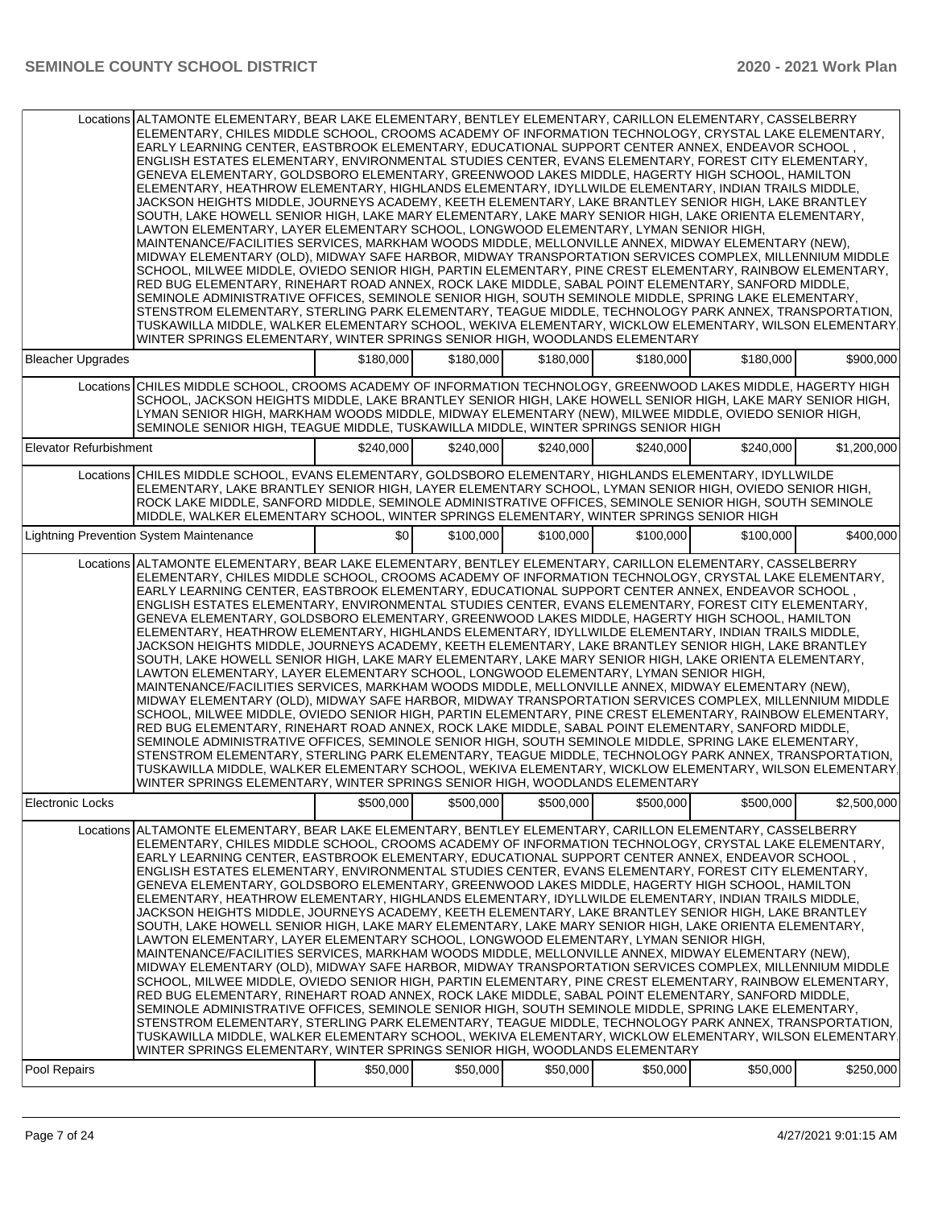| | | | | | | | |
|---|---|---|---|---|---|---|---|
| | Locations | ALTAMONTE ELEMENTARY, BEAR LAKE ELEMENTARY, BENTLEY ELEMENTARY, CARILLON ELEMENTARY, CASSELBERRY ELEMENTARY, CHILES MIDDLE SCHOOL, CROOMS ACADEMY OF INFORMATION TECHNOLOGY, CRYSTAL LAKE ELEMENTARY, EARLY LEARNING CENTER, EASTBROOK ELEMENTARY, EDUCATIONAL SUPPORT CENTER ANNEX, ENDEAVOR SCHOOL , ENGLISH ESTATES ELEMENTARY, ENVIRONMENTAL STUDIES CENTER, EVANS ELEMENTARY, FOREST CITY ELEMENTARY, GENEVA ELEMENTARY, GOLDSBORO ELEMENTARY, GREENWOOD LAKES MIDDLE, HAGERTY HIGH SCHOOL, HAMILTON ELEMENTARY, HEATHROW ELEMENTARY, HIGHLANDS ELEMENTARY, IDYLLWILDE ELEMENTARY, INDIAN TRAILS MIDDLE, JACKSON HEIGHTS MIDDLE, JOURNEYS ACADEMY, KEETH ELEMENTARY, LAKE BRANTLEY SENIOR HIGH, LAKE BRANTLEY SOUTH, LAKE HOWELL SENIOR HIGH, LAKE MARY ELEMENTARY, LAKE MARY SENIOR HIGH, LAKE ORIENTA ELEMENTARY, LAWTON ELEMENTARY, LAYER ELEMENTARY SCHOOL, LONGWOOD ELEMENTARY, LYMAN SENIOR HIGH, MAINTENANCE/FACILITIES SERVICES, MARKHAM WOODS MIDDLE, MELLONVILLE ANNEX, MIDWAY ELEMENTARY (NEW), MIDWAY ELEMENTARY (OLD), MIDWAY SAFE HARBOR, MIDWAY TRANSPORTATION SERVICES COMPLEX, MILLENNIUM MIDDLE SCHOOL, MILWEE MIDDLE, OVIEDO SENIOR HIGH, PARTIN ELEMENTARY, PINE CREST ELEMENTARY, RAINBOW ELEMENTARY, RED BUG ELEMENTARY, RINEHART ROAD ANNEX, ROCK LAKE MIDDLE, SABAL POINT ELEMENTARY, SANFORD MIDDLE, SEMINOLE ADMINISTRATIVE OFFICES, SEMINOLE SENIOR HIGH, SOUTH SEMINOLE MIDDLE, SPRING LAKE ELEMENTARY, STENSTROM ELEMENTARY, STERLING PARK ELEMENTARY, TEAGUE MIDDLE, TECHNOLOGY PARK ANNEX, TRANSPORTATION, TUSKAWILLA MIDDLE, WALKER ELEMENTARY SCHOOL, WEKIVA ELEMENTARY, WICKLOW ELEMENTARY, WILSON ELEMENTARY, WINTER SPRINGS ELEMENTARY, WINTER SPRINGS SENIOR HIGH, WOODLANDS ELEMENTARY | | | | | |
| Bleacher Upgrades | | | $180,000 | $180,000 | $180,000 | $180,000 | $180,000 | $900,000 |
| | Locations | CHILES MIDDLE SCHOOL, CROOMS ACADEMY OF INFORMATION TECHNOLOGY, GREENWOOD LAKES MIDDLE, HAGERTY HIGH SCHOOL, JACKSON HEIGHTS MIDDLE, LAKE BRANTLEY SENIOR HIGH, LAKE HOWELL SENIOR HIGH, LAKE MARY SENIOR HIGH, LYMAN SENIOR HIGH, MARKHAM WOODS MIDDLE, MIDWAY ELEMENTARY (NEW), MILWEE MIDDLE, OVIEDO SENIOR HIGH, SEMINOLE SENIOR HIGH, TEAGUE MIDDLE, TUSKAWILLA MIDDLE, WINTER SPRINGS SENIOR HIGH | | | | | |
| Elevator Refurbishment | | | $240,000 | $240,000 | $240,000 | $240,000 | $240,000 | $1,200,000 |
| | Locations | CHILES MIDDLE SCHOOL, EVANS ELEMENTARY, GOLDSBORO ELEMENTARY, HIGHLANDS ELEMENTARY, IDYLLWILDE ELEMENTARY, LAKE BRANTLEY SENIOR HIGH, LAYER ELEMENTARY SCHOOL, LYMAN SENIOR HIGH, OVIEDO SENIOR HIGH, ROCK LAKE MIDDLE, SANFORD MIDDLE, SEMINOLE ADMINISTRATIVE OFFICES, SEMINOLE SENIOR HIGH, SOUTH SEMINOLE MIDDLE, WALKER ELEMENTARY SCHOOL, WINTER SPRINGS ELEMENTARY, WINTER SPRINGS SENIOR HIGH | | | | | |
| Lightning Prevention System Maintenance | | | $0 | $100,000 | $100,000 | $100,000 | $100,000 | $400,000 |
| | Locations | ALTAMONTE ELEMENTARY, BEAR LAKE ELEMENTARY, BENTLEY ELEMENTARY, CARILLON ELEMENTARY, CASSELBERRY ELEMENTARY, CHILES MIDDLE SCHOOL, CROOMS ACADEMY OF INFORMATION TECHNOLOGY, CRYSTAL LAKE ELEMENTARY, EARLY LEARNING CENTER, EASTBROOK ELEMENTARY, EDUCATIONAL SUPPORT CENTER ANNEX, ENDEAVOR SCHOOL , ENGLISH ESTATES ELEMENTARY, ENVIRONMENTAL STUDIES CENTER, EVANS ELEMENTARY, FOREST CITY ELEMENTARY, GENEVA ELEMENTARY, GOLDSBORO ELEMENTARY, GREENWOOD LAKES MIDDLE, HAGERTY HIGH SCHOOL, HAMILTON ELEMENTARY, HEATHROW ELEMENTARY, HIGHLANDS ELEMENTARY, IDYLLWILDE ELEMENTARY, INDIAN TRAILS MIDDLE, JACKSON HEIGHTS MIDDLE, JOURNEYS ACADEMY, KEETH ELEMENTARY, LAKE BRANTLEY SENIOR HIGH, LAKE BRANTLEY SOUTH, LAKE HOWELL SENIOR HIGH, LAKE MARY ELEMENTARY, LAKE MARY SENIOR HIGH, LAKE ORIENTA ELEMENTARY, LAWTON ELEMENTARY, LAYER ELEMENTARY SCHOOL, LONGWOOD ELEMENTARY, LYMAN SENIOR HIGH, MAINTENANCE/FACILITIES SERVICES, MARKHAM WOODS MIDDLE, MELLONVILLE ANNEX, MIDWAY ELEMENTARY (NEW), MIDWAY ELEMENTARY (OLD), MIDWAY SAFE HARBOR, MIDWAY TRANSPORTATION SERVICES COMPLEX, MILLENNIUM MIDDLE SCHOOL, MILWEE MIDDLE, OVIEDO SENIOR HIGH, PARTIN ELEMENTARY, PINE CREST ELEMENTARY, RAINBOW ELEMENTARY, RED BUG ELEMENTARY, RINEHART ROAD ANNEX, ROCK LAKE MIDDLE, SABAL POINT ELEMENTARY, SANFORD MIDDLE, SEMINOLE ADMINISTRATIVE OFFICES, SEMINOLE SENIOR HIGH, SOUTH SEMINOLE MIDDLE, SPRING LAKE ELEMENTARY, STENSTROM ELEMENTARY, STERLING PARK ELEMENTARY, TEAGUE MIDDLE, TECHNOLOGY PARK ANNEX, TRANSPORTATION, TUSKAWILLA MIDDLE, WALKER ELEMENTARY SCHOOL, WEKIVA ELEMENTARY, WICKLOW ELEMENTARY, WILSON ELEMENTARY, WINTER SPRINGS ELEMENTARY, WINTER SPRINGS SENIOR HIGH, WOODLANDS ELEMENTARY | | | | | |
| Electronic Locks | | | $500,000 | $500,000 | $500,000 | $500,000 | $500,000 | $2,500,000 |
| | Locations | ALTAMONTE ELEMENTARY, BEAR LAKE ELEMENTARY, BENTLEY ELEMENTARY, CARILLON ELEMENTARY, CASSELBERRY ELEMENTARY, CHILES MIDDLE SCHOOL, CROOMS ACADEMY OF INFORMATION TECHNOLOGY, CRYSTAL LAKE ELEMENTARY, EARLY LEARNING CENTER, EASTBROOK ELEMENTARY, EDUCATIONAL SUPPORT CENTER ANNEX, ENDEAVOR SCHOOL , ENGLISH ESTATES ELEMENTARY, ENVIRONMENTAL STUDIES CENTER, EVANS ELEMENTARY, FOREST CITY ELEMENTARY, GENEVA ELEMENTARY, GOLDSBORO ELEMENTARY, GREENWOOD LAKES MIDDLE, HAGERTY HIGH SCHOOL, HAMILTON ELEMENTARY, HEATHROW ELEMENTARY, HIGHLANDS ELEMENTARY, IDYLLWILDE ELEMENTARY, INDIAN TRAILS MIDDLE, JACKSON HEIGHTS MIDDLE, JOURNEYS ACADEMY, KEETH ELEMENTARY, LAKE BRANTLEY SENIOR HIGH, LAKE BRANTLEY SOUTH, LAKE HOWELL SENIOR HIGH, LAKE MARY ELEMENTARY, LAKE MARY SENIOR HIGH, LAKE ORIENTA ELEMENTARY, LAWTON ELEMENTARY, LAYER ELEMENTARY SCHOOL, LONGWOOD ELEMENTARY, LYMAN SENIOR HIGH, MAINTENANCE/FACILITIES SERVICES, MARKHAM WOODS MIDDLE, MELLONVILLE ANNEX, MIDWAY ELEMENTARY (NEW), MIDWAY ELEMENTARY (OLD), MIDWAY SAFE HARBOR, MIDWAY TRANSPORTATION SERVICES COMPLEX, MILLENNIUM MIDDLE SCHOOL, MILWEE MIDDLE, OVIEDO SENIOR HIGH, PARTIN ELEMENTARY, PINE CREST ELEMENTARY, RAINBOW ELEMENTARY, RED BUG ELEMENTARY, RINEHART ROAD ANNEX, ROCK LAKE MIDDLE, SABAL POINT ELEMENTARY, SANFORD MIDDLE, SEMINOLE ADMINISTRATIVE OFFICES, SEMINOLE SENIOR HIGH, SOUTH SEMINOLE MIDDLE, SPRING LAKE ELEMENTARY, STENSTROM ELEMENTARY, STERLING PARK ELEMENTARY, TEAGUE MIDDLE, TECHNOLOGY PARK ANNEX, TRANSPORTATION, TUSKAWILLA MIDDLE, WALKER ELEMENTARY SCHOOL, WEKIVA ELEMENTARY, WICKLOW ELEMENTARY, WILSON ELEMENTARY, WINTER SPRINGS ELEMENTARY, WINTER SPRINGS SENIOR HIGH, WOODLANDS ELEMENTARY | | | | | |
| Pool Repairs | | | $50,000 | $50,000 | $50,000 | $50,000 | $50,000 | $250,000 |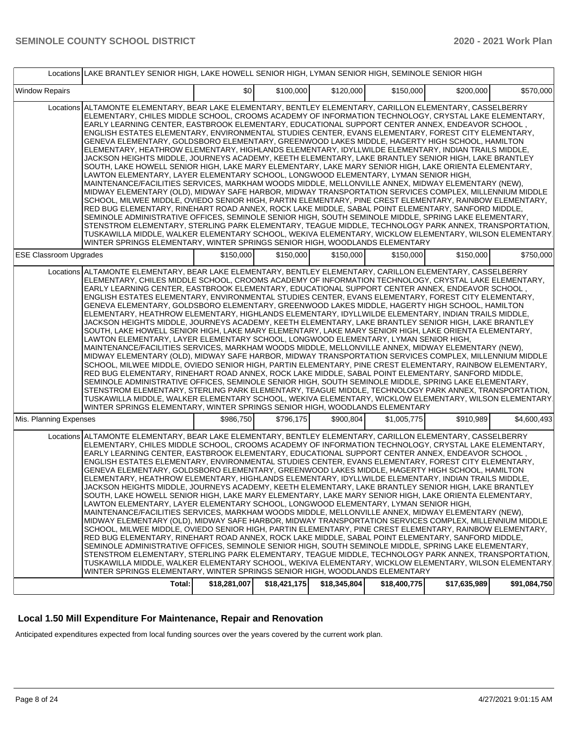| | | | | | | |
|---|---|---|---|---|---|---|
| Locations | LAKE BRANTLEY SENIOR HIGH, LAKE HOWELL SENIOR HIGH, LYMAN SENIOR HIGH, SEMINOLE SENIOR HIGH | | | | | |
| Window Repairs | $0 | $100,000 | $120,000 | $150,000 | $200,000 | $570,000 |
| Locations | ALTAMONTE ELEMENTARY, BEAR LAKE ELEMENTARY, BENTLEY ELEMENTARY, CARILLON ELEMENTARY, CASSELBERRY ELEMENTARY, CHILES MIDDLE SCHOOL, CROOMS ACADEMY OF INFORMATION TECHNOLOGY, CRYSTAL LAKE ELEMENTARY, EARLY LEARNING CENTER, EASTBROOK ELEMENTARY, EDUCATIONAL SUPPORT CENTER ANNEX, ENDEAVOR SCHOOL , ENGLISH ESTATES ELEMENTARY, ENVIRONMENTAL STUDIES CENTER, EVANS ELEMENTARY, FOREST CITY ELEMENTARY, GENEVA ELEMENTARY, GOLDSBORO ELEMENTARY, GREENWOOD LAKES MIDDLE, HAGERTY HIGH SCHOOL, HAMILTON ELEMENTARY, HEATHROW ELEMENTARY, HIGHLANDS ELEMENTARY, IDYLLWILDE ELEMENTARY, INDIAN TRAILS MIDDLE, JACKSON HEIGHTS MIDDLE, JOURNEYS ACADEMY, KEETH ELEMENTARY, LAKE BRANTLEY SENIOR HIGH, LAKE BRANTLEY SOUTH, LAKE HOWELL SENIOR HIGH, LAKE MARY ELEMENTARY, LAKE MARY SENIOR HIGH, LAKE ORIENTA ELEMENTARY, LAWTON ELEMENTARY, LAYER ELEMENTARY SCHOOL, LONGWOOD ELEMENTARY, LYMAN SENIOR HIGH, MAINTENANCE/FACILITIES SERVICES, MARKHAM WOODS MIDDLE, MELLONVILLE ANNEX, MIDWAY ELEMENTARY (NEW), MIDWAY ELEMENTARY (OLD), MIDWAY SAFE HARBOR, MIDWAY TRANSPORTATION SERVICES COMPLEX, MILLENNIUM MIDDLE SCHOOL, MILWEE MIDDLE, OVIEDO SENIOR HIGH, PARTIN ELEMENTARY, PINE CREST ELEMENTARY, RAINBOW ELEMENTARY, RED BUG ELEMENTARY, RINEHART ROAD ANNEX, ROCK LAKE MIDDLE, SABAL POINT ELEMENTARY, SANFORD MIDDLE, SEMINOLE ADMINISTRATIVE OFFICES, SEMINOLE SENIOR HIGH, SOUTH SEMINOLE MIDDLE, SPRING LAKE ELEMENTARY, STENSTROM ELEMENTARY, STERLING PARK ELEMENTARY, TEAGUE MIDDLE, TECHNOLOGY PARK ANNEX, TRANSPORTATION, TUSKAWILLA MIDDLE, WALKER ELEMENTARY SCHOOL, WEKIVA ELEMENTARY, WICKLOW ELEMENTARY, WILSON ELEMENTARY, WINTER SPRINGS ELEMENTARY, WINTER SPRINGS SENIOR HIGH, WOODLANDS ELEMENTARY | | | | | |
| ESE Classroom Upgrades | $150,000 | $150,000 | $150,000 | $150,000 | $150,000 | $750,000 |
| Locations | ALTAMONTE ELEMENTARY, BEAR LAKE ELEMENTARY, BENTLEY ELEMENTARY, CARILLON ELEMENTARY, CASSELBERRY ELEMENTARY, CHILES MIDDLE SCHOOL, CROOMS ACADEMY OF INFORMATION TECHNOLOGY, CRYSTAL LAKE ELEMENTARY, EARLY LEARNING CENTER, EASTBROOK ELEMENTARY, EDUCATIONAL SUPPORT CENTER ANNEX, ENDEAVOR SCHOOL , ENGLISH ESTATES ELEMENTARY, ENVIRONMENTAL STUDIES CENTER, EVANS ELEMENTARY, FOREST CITY ELEMENTARY, GENEVA ELEMENTARY, GOLDSBORO ELEMENTARY, GREENWOOD LAKES MIDDLE, HAGERTY HIGH SCHOOL, HAMILTON ELEMENTARY, HEATHROW ELEMENTARY, HIGHLANDS ELEMENTARY, IDYLLWILDE ELEMENTARY, INDIAN TRAILS MIDDLE, JACKSON HEIGHTS MIDDLE, JOURNEYS ACADEMY, KEETH ELEMENTARY, LAKE BRANTLEY SENIOR HIGH, LAKE BRANTLEY SOUTH, LAKE HOWELL SENIOR HIGH, LAKE MARY ELEMENTARY, LAKE MARY SENIOR HIGH, LAKE ORIENTA ELEMENTARY, LAWTON ELEMENTARY, LAYER ELEMENTARY SCHOOL, LONGWOOD ELEMENTARY, LYMAN SENIOR HIGH, MAINTENANCE/FACILITIES SERVICES, MARKHAM WOODS MIDDLE, MELLONVILLE ANNEX, MIDWAY ELEMENTARY (NEW), MIDWAY ELEMENTARY (OLD), MIDWAY SAFE HARBOR, MIDWAY TRANSPORTATION SERVICES COMPLEX, MILLENNIUM MIDDLE SCHOOL, MILWEE MIDDLE, OVIEDO SENIOR HIGH, PARTIN ELEMENTARY, PINE CREST ELEMENTARY, RAINBOW ELEMENTARY, RED BUG ELEMENTARY, RINEHART ROAD ANNEX, ROCK LAKE MIDDLE, SABAL POINT ELEMENTARY, SANFORD MIDDLE, SEMINOLE ADMINISTRATIVE OFFICES, SEMINOLE SENIOR HIGH, SOUTH SEMINOLE MIDDLE, SPRING LAKE ELEMENTARY, STENSTROM ELEMENTARY, STERLING PARK ELEMENTARY, TEAGUE MIDDLE, TECHNOLOGY PARK ANNEX, TRANSPORTATION, TUSKAWILLA MIDDLE, WALKER ELEMENTARY SCHOOL, WEKIVA ELEMENTARY, WICKLOW ELEMENTARY, WILSON ELEMENTARY, WINTER SPRINGS ELEMENTARY, WINTER SPRINGS SENIOR HIGH, WOODLANDS ELEMENTARY | | | | | |
| Mis. Planning Expenses | $986,750 | $796,175 | $900,804 | $1,005,775 | $910,989 | $4,600,493 |
| Locations | ALTAMONTE ELEMENTARY, BEAR LAKE ELEMENTARY, BENTLEY ELEMENTARY, CARILLON ELEMENTARY, CASSELBERRY ELEMENTARY, CHILES MIDDLE SCHOOL, CROOMS ACADEMY OF INFORMATION TECHNOLOGY, CRYSTAL LAKE ELEMENTARY, EARLY LEARNING CENTER, EASTBROOK ELEMENTARY, EDUCATIONAL SUPPORT CENTER ANNEX, ENDEAVOR SCHOOL , ENGLISH ESTATES ELEMENTARY, ENVIRONMENTAL STUDIES CENTER, EVANS ELEMENTARY, FOREST CITY ELEMENTARY, GENEVA ELEMENTARY, GOLDSBORO ELEMENTARY, GREENWOOD LAKES MIDDLE, HAGERTY HIGH SCHOOL, HAMILTON ELEMENTARY, HEATHROW ELEMENTARY, HIGHLANDS ELEMENTARY, IDYLLWILDE ELEMENTARY, INDIAN TRAILS MIDDLE, JACKSON HEIGHTS MIDDLE, JOURNEYS ACADEMY, KEETH ELEMENTARY, LAKE BRANTLEY SENIOR HIGH, LAKE BRANTLEY SOUTH, LAKE HOWELL SENIOR HIGH, LAKE MARY ELEMENTARY, LAKE MARY SENIOR HIGH, LAKE ORIENTA ELEMENTARY, LAWTON ELEMENTARY, LAYER ELEMENTARY SCHOOL, LONGWOOD ELEMENTARY, LYMAN SENIOR HIGH, MAINTENANCE/FACILITIES SERVICES, MARKHAM WOODS MIDDLE, MELLONVILLE ANNEX, MIDWAY ELEMENTARY (NEW), MIDWAY ELEMENTARY (OLD), MIDWAY SAFE HARBOR, MIDWAY TRANSPORTATION SERVICES COMPLEX, MILLENNIUM MIDDLE SCHOOL, MILWEE MIDDLE, OVIEDO SENIOR HIGH, PARTIN ELEMENTARY, PINE CREST ELEMENTARY, RAINBOW ELEMENTARY, RED BUG ELEMENTARY, RINEHART ROAD ANNEX, ROCK LAKE MIDDLE, SABAL POINT ELEMENTARY, SANFORD MIDDLE, SEMINOLE ADMINISTRATIVE OFFICES, SEMINOLE SENIOR HIGH, SOUTH SEMINOLE MIDDLE, SPRING LAKE ELEMENTARY, STENSTROM ELEMENTARY, STERLING PARK ELEMENTARY, TEAGUE MIDDLE, TECHNOLOGY PARK ANNEX, TRANSPORTATION, TUSKAWILLA MIDDLE, WALKER ELEMENTARY SCHOOL, WEKIVA ELEMENTARY, WICKLOW ELEMENTARY, WILSON ELEMENTARY, WINTER SPRINGS ELEMENTARY, WINTER SPRINGS SENIOR HIGH, WOODLANDS ELEMENTARY | | | | | |
| Total: | $18,281,007 | $18,421,175 | $18,345,804 | $18,400,775 | $17,635,989 | $91,084,750 |

## Local 1.50 Mill Expenditure For Maintenance, Repair and Renovation

Anticipated expenditures expected from local funding sources over the years covered by the current work plan.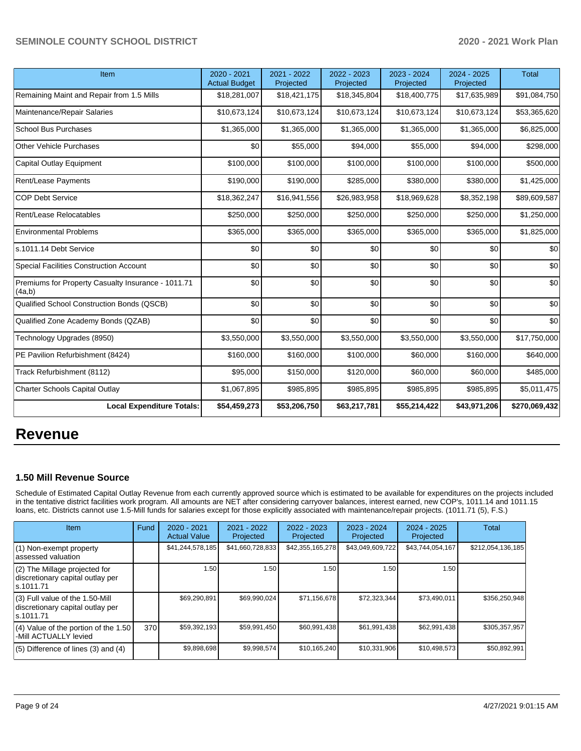| Item | 2020 - 2021 Actual Budget | 2021 - 2022 Projected | 2022 - 2023 Projected | 2023 - 2024 Projected | 2024 - 2025 Projected | Total |
|---|---|---|---|---|---|---|
| Remaining Maint and Repair from 1.5 Mills | $18,281,007 | $18,421,175 | $18,345,804 | $18,400,775 | $17,635,989 | $91,084,750 |
| Maintenance/Repair Salaries | $10,673,124 | $10,673,124 | $10,673,124 | $10,673,124 | $10,673,124 | $53,365,620 |
| School Bus Purchases | $1,365,000 | $1,365,000 | $1,365,000 | $1,365,000 | $1,365,000 | $6,825,000 |
| Other Vehicle Purchases | $0 | $55,000 | $94,000 | $55,000 | $94,000 | $298,000 |
| Capital Outlay Equipment | $100,000 | $100,000 | $100,000 | $100,000 | $100,000 | $500,000 |
| Rent/Lease Payments | $190,000 | $190,000 | $285,000 | $380,000 | $380,000 | $1,425,000 |
| COP Debt Service | $18,362,247 | $16,941,556 | $26,983,958 | $18,969,628 | $8,352,198 | $89,609,587 |
| Rent/Lease Relocatables | $250,000 | $250,000 | $250,000 | $250,000 | $250,000 | $1,250,000 |
| Environmental Problems | $365,000 | $365,000 | $365,000 | $365,000 | $365,000 | $1,825,000 |
| s.1011.14 Debt Service | $0 | $0 | $0 | $0 | $0 | $0 |
| Special Facilities Construction Account | $0 | $0 | $0 | $0 | $0 | $0 |
| Premiums for Property Casualty Insurance - 1011.71 (4a,b) | $0 | $0 | $0 | $0 | $0 | $0 |
| Qualified School Construction Bonds (QSCB) | $0 | $0 | $0 | $0 | $0 | $0 |
| Qualified Zone Academy Bonds (QZAB) | $0 | $0 | $0 | $0 | $0 | $0 |
| Technology Upgrades (8950) | $3,550,000 | $3,550,000 | $3,550,000 | $3,550,000 | $3,550,000 | $17,750,000 |
| PE Pavilion Refurbishment (8424) | $160,000 | $160,000 | $100,000 | $60,000 | $160,000 | $640,000 |
| Track Refurbishment (8112) | $95,000 | $150,000 | $120,000 | $60,000 | $60,000 | $485,000 |
| Charter Schools Capital Outlay | $1,067,895 | $985,895 | $985,895 | $985,895 | $985,895 | $5,011,475 |
| **Local Expenditure Totals:** | **$54,459,273** | **$53,206,750** | **$63,217,781** | **$55,214,422** | **$43,971,206** | **$270,069,432** |

# Revenue

### 1.50 Mill Revenue Source

Schedule of Estimated Capital Outlay Revenue from each currently approved source which is estimated to be available for expenditures on the projects included in the tentative district facilities work program. All amounts are NET after considering carryover balances, interest earned, new COP's, 1011.14 and 1011.15 loans, etc. Districts cannot use 1.5-Mill funds for salaries except for those explicitly associated with maintenance/repair projects. (1011.71 (5), F.S.)

| Item | Fund | 2020 - 2021 Actual Value | 2021 - 2022 Projected | 2022 - 2023 Projected | 2023 - 2024 Projected | 2024 - 2025 Projected | Total |
|---|---|---|---|---|---|---|---|
| (1) Non-exempt property assessed valuation | | $41,244,578,185 | $41,660,728,833 | $42,355,165,278 | $43,049,609,722 | $43,744,054,167 | $212,054,136,185 |
| (2) The Millage projected for discretionary capital outlay per s.1011.71 | | 1.50 | 1.50 | 1.50 | 1.50 | 1.50 | |
| (3) Full value of the 1.50-Mill discretionary capital outlay per s.1011.71 | | $69,290,891 | $69,990,024 | $71,156,678 | $72,323,344 | $73,490,011 | $356,250,948 |
| (4) Value of the portion of the 1.50 -Mill ACTUALLY levied | 370 | $59,392,193 | $59,991,450 | $60,991,438 | $61,991,438 | $62,991,438 | $305,357,957 |
| (5) Difference of lines (3) and (4) | | $9,898,698 | $9,998,574 | $10,165,240 | $10,331,906 | $10,498,573 | $50,892,991 |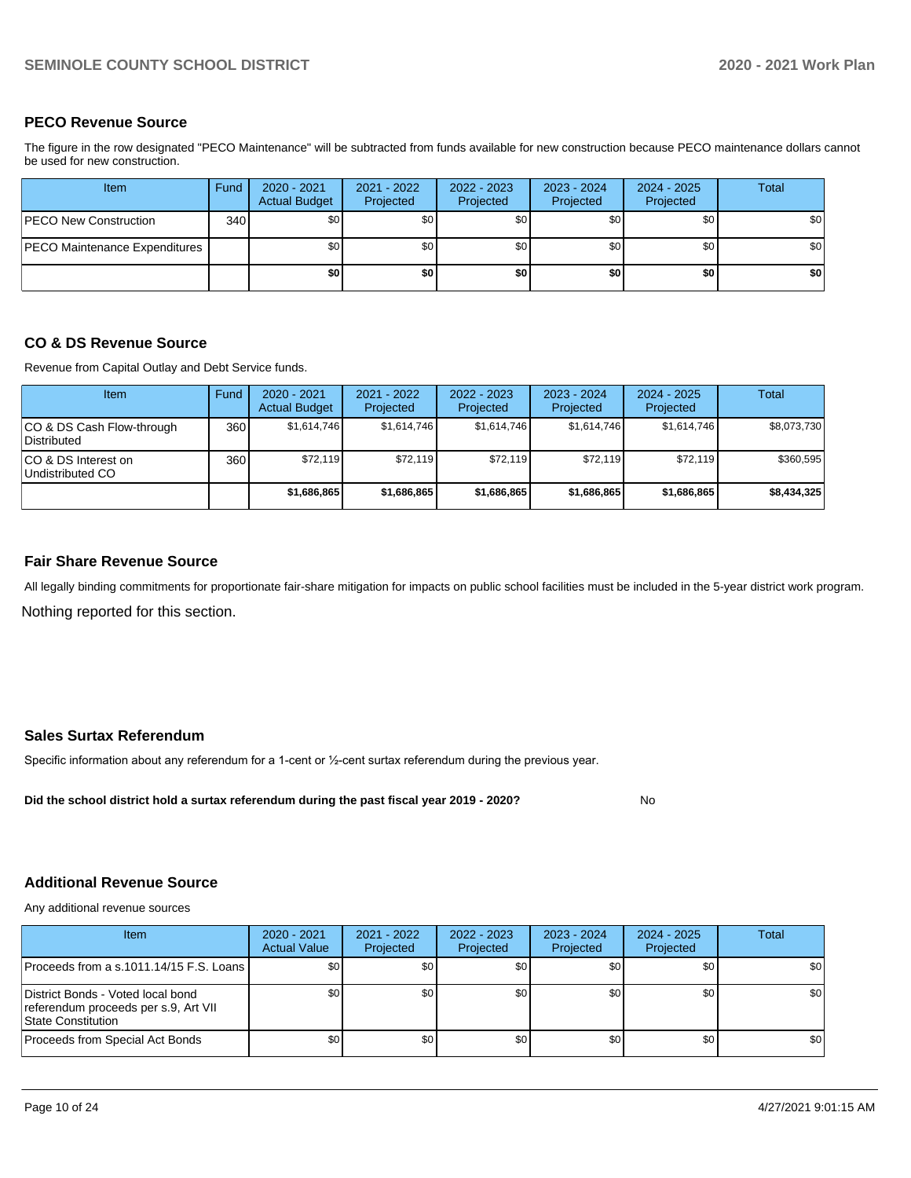## PECO Revenue Source

The figure in the row designated "PECO Maintenance" will be subtracted from funds available for new construction because PECO maintenance dollars cannot be used for new construction.

| Item | Fund | 2020 - 2021 Actual Budget | 2021 - 2022 Projected | 2022 - 2023 Projected | 2023 - 2024 Projected | 2024 - 2025 Projected | Total |
|---|---|---|---|---|---|---|---|
| PECO New Construction | 340 | $0 | $0 | $0 | $0 | $0 | $0 |
| PECO Maintenance Expenditures | | $0 | $0 | $0 | $0 | $0 | $0 |
| | | **$0** | **$0** | **$0** | **$0** | **$0** | **$0** |

## CO & DS Revenue Source

Revenue from Capital Outlay and Debt Service funds.

| Item | Fund | 2020 - 2021 Actual Budget | 2021 - 2022 Projected | 2022 - 2023 Projected | 2023 - 2024 Projected | 2024 - 2025 Projected | Total |
|---|---|---|---|---|---|---|---|
| CO & DS Cash Flow-through Distributed | 360 | $1,614,746 | $1,614,746 | $1,614,746 | $1,614,746 | $1,614,746 | $8,073,730 |
| CO & DS Interest on Undistributed CO | 360 | $72,119 | $72,119 | $72,119 | $72,119 | $72,119 | $360,595 |
| | | **$1,686,865** | **$1,686,865** | **$1,686,865** | **$1,686,865** | **$1,686,865** | **$8,434,325** |

## Fair Share Revenue Source

All legally binding commitments for proportionate fair-share mitigation for impacts on public school facilities must be included in the 5-year district work program.

Nothing reported for this section.

## Sales Surtax Referendum

Specific information about any referendum for a 1-cent or ½-cent surtax referendum during the previous year.

**Did the school district hold a surtax referendum during the past fiscal year 2019 - 2020?** No

## Additional Revenue Source

Any additional revenue sources

| Item | 2020 - 2021 Actual Value | 2021 - 2022 Projected | 2022 - 2023 Projected | 2023 - 2024 Projected | 2024 - 2025 Projected | Total |
|---|---|---|---|---|---|---|
| Proceeds from a s.1011.14/15 F.S. Loans | $0 | $0 | $0 | $0 | $0 | $0 |
| District Bonds - Voted local bond referendum proceeds per s.9, Art VII State Constitution | $0 | $0 | $0 | $0 | $0 | $0 |
| Proceeds from Special Act Bonds | $0 | $0 | $0 | $0 | $0 | $0 |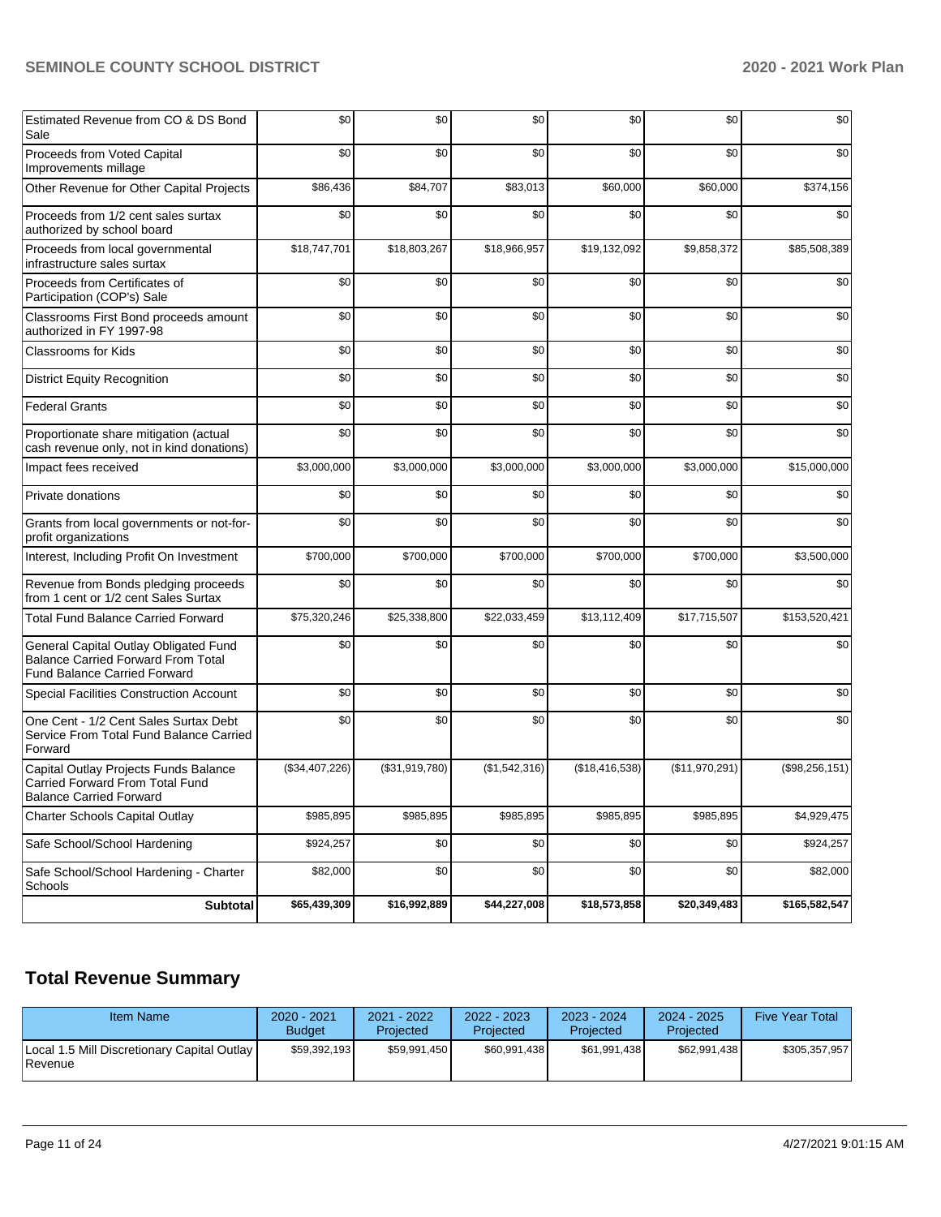| | | | | | | |
|---|---|---|---|---|---|---|
| Estimated Revenue from CO & DS Bond Sale | $0 | $0 | $0 | $0 | $0 | $0 |
| Proceeds from Voted Capital Improvements millage | $0 | $0 | $0 | $0 | $0 | $0 |
| Other Revenue for Other Capital Projects | $86,436 | $84,707 | $83,013 | $60,000 | $60,000 | $374,156 |
| Proceeds from 1/2 cent sales surtax authorized by school board | $0 | $0 | $0 | $0 | $0 | $0 |
| Proceeds from local governmental infrastructure sales surtax | $18,747,701 | $18,803,267 | $18,966,957 | $19,132,092 | $9,858,372 | $85,508,389 |
| Proceeds from Certificates of Participation (COP's) Sale | $0 | $0 | $0 | $0 | $0 | $0 |
| Classrooms First Bond proceeds amount authorized in FY 1997-98 | $0 | $0 | $0 | $0 | $0 | $0 |
| Classrooms for Kids | $0 | $0 | $0 | $0 | $0 | $0 |
| District Equity Recognition | $0 | $0 | $0 | $0 | $0 | $0 |
| Federal Grants | $0 | $0 | $0 | $0 | $0 | $0 |
| Proportionate share mitigation (actual cash revenue only, not in kind donations) | $0 | $0 | $0 | $0 | $0 | $0 |
| Impact fees received | $3,000,000 | $3,000,000 | $3,000,000 | $3,000,000 | $3,000,000 | $15,000,000 |
| Private donations | $0 | $0 | $0 | $0 | $0 | $0 |
| Grants from local governments or not-for-profit organizations | $0 | $0 | $0 | $0 | $0 | $0 |
| Interest, Including Profit On Investment | $700,000 | $700,000 | $700,000 | $700,000 | $700,000 | $3,500,000 |
| Revenue from Bonds pledging proceeds from 1 cent or 1/2 cent Sales Surtax | $0 | $0 | $0 | $0 | $0 | $0 |
| Total Fund Balance Carried Forward | $75,320,246 | $25,338,800 | $22,033,459 | $13,112,409 | $17,715,507 | $153,520,421 |
| General Capital Outlay Obligated Fund Balance Carried Forward From Total Fund Balance Carried Forward | $0 | $0 | $0 | $0 | $0 | $0 |
| Special Facilities Construction Account | $0 | $0 | $0 | $0 | $0 | $0 |
| One Cent - 1/2 Cent Sales Surtax Debt Service From Total Fund Balance Carried Forward | $0 | $0 | $0 | $0 | $0 | $0 |
| Capital Outlay Projects Funds Balance Carried Forward From Total Fund Balance Carried Forward | ($34,407,226) | ($31,919,780) | ($1,542,316) | ($18,416,538) | ($11,970,291) | ($98,256,151) |
| Charter Schools Capital Outlay | $985,895 | $985,895 | $985,895 | $985,895 | $985,895 | $4,929,475 |
| Safe School/School Hardening | $924,257 | $0 | $0 | $0 | $0 | $924,257 |
| Safe School/School Hardening - Charter Schools | $82,000 | $0 | $0 | $0 | $0 | $82,000 |
| **Subtotal** | **$65,439,309** | **$16,992,889** | **$44,227,008** | **$18,573,858** | **$20,349,483** | **$165,582,547** |

## Total Revenue Summary

| Item Name | 2020 - 2021 Budget | 2021 - 2022 Projected | 2022 - 2023 Projected | 2023 - 2024 Projected | 2024 - 2025 Projected | Five Year Total |
|---|---|---|---|---|---|---|
| Local 1.5 Mill Discretionary Capital Outlay Revenue | $59,392,193 | $59,991,450 | $60,991,438 | $61,991,438 | $62,991,438 | $305,357,957 |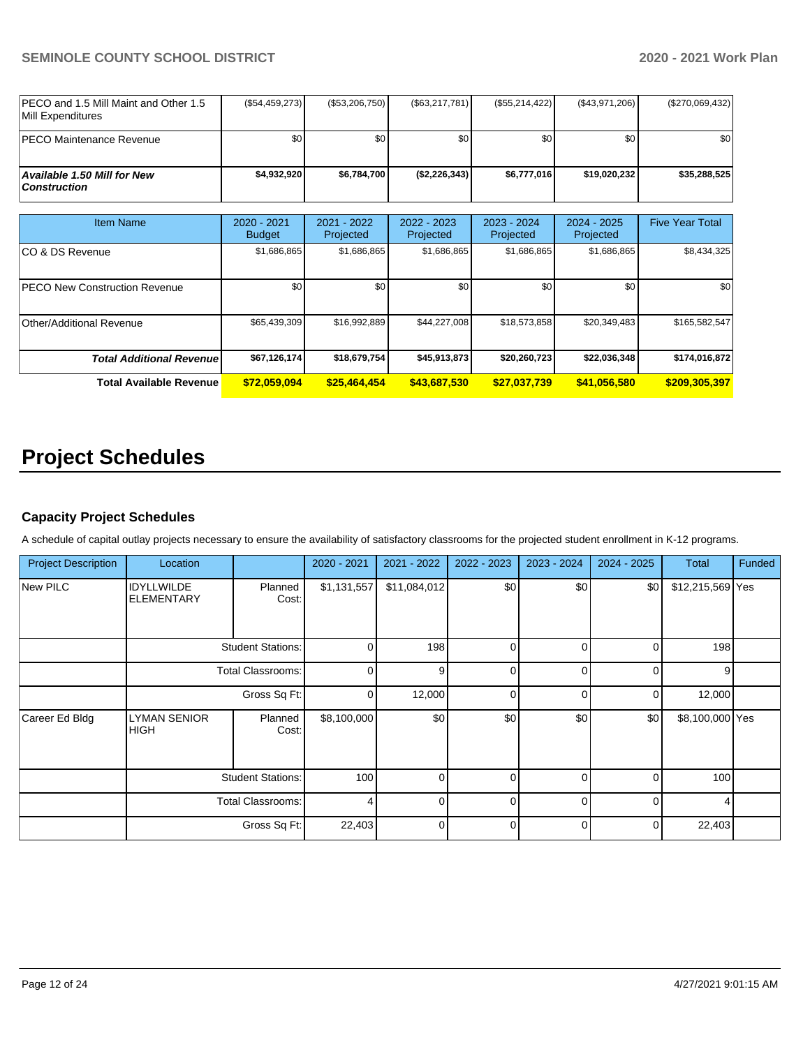| | | | | | | |
|---|---|---|---|---|---|---|
| PECO and 1.5 Mill Maint and Other 1.5 Mill Expenditures | ($54,459,273) | ($53,206,750) | ($63,217,781) | ($55,214,422) | ($43,971,206) | ($270,069,432) |
| PECO Maintenance Revenue | $0 | $0 | $0 | $0 | $0 | $0 |
| ***Available 1.50 Mill for New Construction*** | **$4,932,920** | **$6,784,700** | **($2,226,343)** | **$6,777,016** | **$19,020,232** | **$35,288,525** |

| Item Name | 2020 - 2021 Budget | 2021 - 2022 Projected | 2022 - 2023 Projected | 2023 - 2024 Projected | 2024 - 2025 Projected | Five Year Total |
|---|---|---|---|---|---|---|
| CO & DS Revenue | $1,686,865 | $1,686,865 | $1,686,865 | $1,686,865 | $1,686,865 | $8,434,325 |
| PECO New Construction Revenue | $0 | $0 | $0 | $0 | $0 | $0 |
| Other/Additional Revenue | $65,439,309 | $16,992,889 | $44,227,008 | $18,573,858 | $20,349,483 | $165,582,547 |
| ***Total Additional Revenue*** | **$67,126,174** | **$18,679,754** | **$45,913,873** | **$20,260,723** | **$22,036,348** | **$174,016,872** |
| **Total Available Revenue** | **$72,059,094** | **$25,464,454** | **$43,687,530** | **$27,037,739** | **$41,056,580** | **$209,305,397** |

# Project Schedules

### Capacity Project Schedules

A schedule of capital outlay projects necessary to ensure the availability of satisfactory classrooms for the projected student enrollment in K-12 programs.

| Project Description | Location | | 2020 - 2021 | 2021 - 2022 | 2022 - 2023 | 2023 - 2024 | 2024 - 2025 | Total | Funded |
|---|---|---|---|---|---|---|---|---|---|
| New PILC | IDYLLWILDE ELEMENTARY | Planned Cost: | $1,131,557 | $11,084,012 | $0 | $0 | $0 | $12,215,569 | Yes |
| | | Student Stations: | 0 | 198 | 0 | 0 | 0 | 198 | |
| | | Total Classrooms: | 0 | 9 | 0 | 0 | 0 | 9 | |
| | | Gross Sq Ft: | 0 | 12,000 | 0 | 0 | 0 | 12,000 | |
| Career Ed Bldg | LYMAN SENIOR HIGH | Planned Cost: | $8,100,000 | $0 | $0 | $0 | $0 | $8,100,000 | Yes |
| | | Student Stations: | 100 | 0 | 0 | 0 | 0 | 100 | |
| | | Total Classrooms: | 4 | 0 | 0 | 0 | 0 | 4 | |
| | | Gross Sq Ft: | 22,403 | 0 | 0 | 0 | 0 | 22,403 | |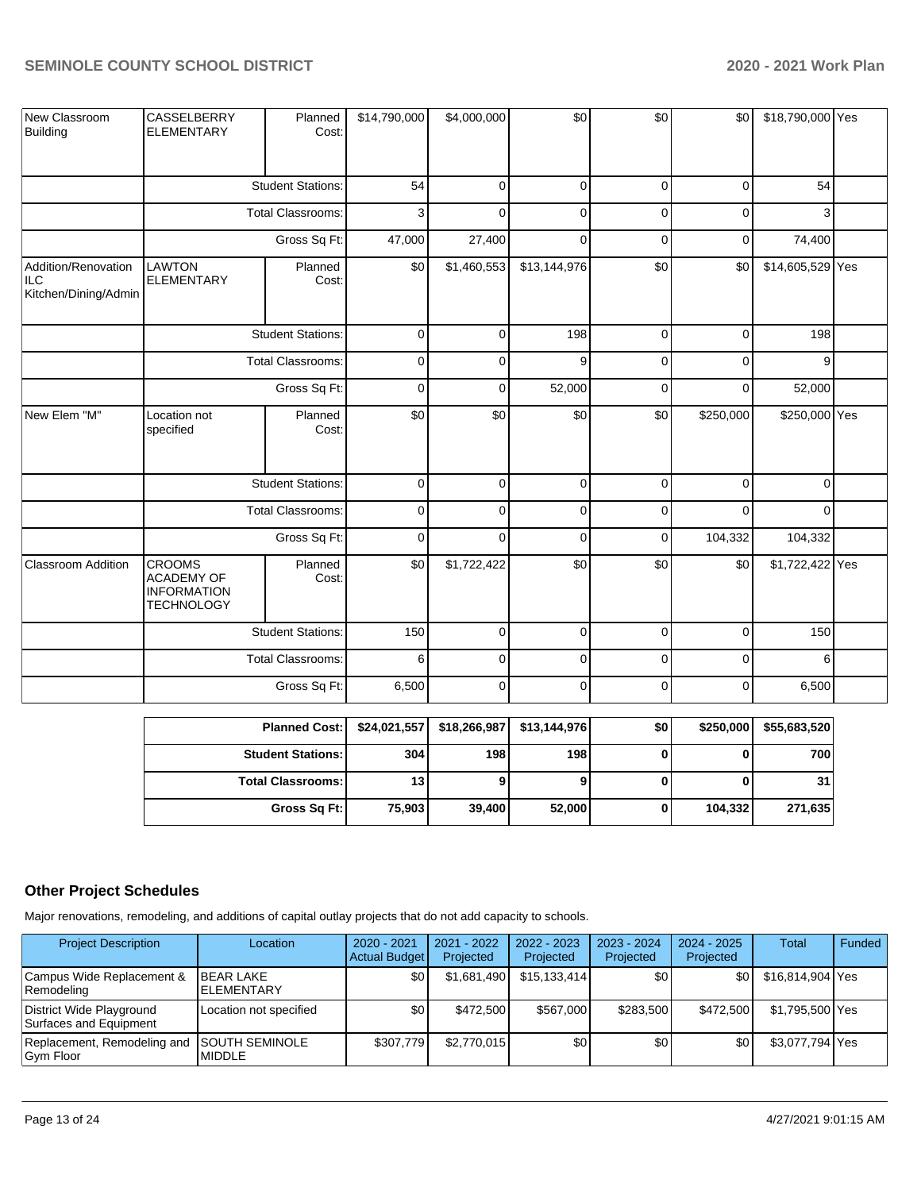| New Classroom Building | CASSELBERRY ELEMENTARY | Planned Cost: | $14,790,000 | $4,000,000 | $0 | $0 | $0 | $18,790,000 | Yes |
|---|---|---|---|---|---|---|---|---|---|
| | | Student Stations: | 54 | 0 | 0 | 0 | 0 | 54 | |
| | | Total Classrooms: | 3 | 0 | 0 | 0 | 0 | 3 | |
| | | Gross Sq Ft: | 47,000 | 27,400 | 0 | 0 | 0 | 74,400 | |
| Addition/Renovation ILC Kitchen/Dining/Admin | LAWTON ELEMENTARY | Planned Cost: | $0 | $1,460,553 | $13,144,976 | $0 | $0 | $14,605,529 | Yes |
| | | Student Stations: | 0 | 0 | 198 | 0 | 0 | 198 | |
| | | Total Classrooms: | 0 | 0 | 9 | 0 | 0 | 9 | |
| | | Gross Sq Ft: | 0 | 0 | 52,000 | 0 | 0 | 52,000 | |
| New Elem "M" | Location not specified | Planned Cost: | $0 | $0 | $0 | $0 | $250,000 | $250,000 | Yes |
| | | Student Stations: | 0 | 0 | 0 | 0 | 0 | 0 | |
| | | Total Classrooms: | 0 | 0 | 0 | 0 | 0 | 0 | |
| | | Gross Sq Ft: | 0 | 0 | 0 | 0 | 104,332 | 104,332 | |
| Classroom Addition | CROOMS ACADEMY OF INFORMATION TECHNOLOGY | Planned Cost: | $0 | $1,722,422 | $0 | $0 | $0 | $1,722,422 | Yes |
| | | Student Stations: | 150 | 0 | 0 | 0 | 0 | 150 | |
| | | Total Classrooms: | 6 | 0 | 0 | 0 | 0 | 6 | |
| | | Gross Sq Ft: | 6,500 | 0 | 0 | 0 | 0 | 6,500 | |

| | | | | | | |
|---|---|---|---|---|---|---|
| **Planned Cost:** | **$24,021,557** | **$18,266,987** | **$13,144,976** | **$0** | **$250,000** | **$55,683,520** |
| **Student Stations:** | **304** | **198** | **198** | **0** | **0** | **700** |
| **Total Classrooms:** | **13** | **9** | **9** | **0** | **0** | **31** |
| **Gross Sq Ft:** | **75,903** | **39,400** | **52,000** | **0** | **104,332** | **271,635** |

## Other Project Schedules

Major renovations, remodeling, and additions of capital outlay projects that do not add capacity to schools.

| Project Description | Location | 2020 - 2021 Actual Budget | 2021 - 2022 Projected | 2022 - 2023 Projected | 2023 - 2024 Projected | 2024 - 2025 Projected | Total | Funded |
|---|---|---|---|---|---|---|---|---|
| Campus Wide Replacement & Remodeling | BEAR LAKE ELEMENTARY | $0 | $1,681,490 | $15,133,414 | $0 | $0 | $16,814,904 | Yes |
| District Wide Playground Surfaces and Equipment | Location not specified | $0 | $472,500 | $567,000 | $283,500 | $472,500 | $1,795,500 | Yes |
| Replacement, Remodeling and Gym Floor | SOUTH SEMINOLE MIDDLE | $307,779 | $2,770,015 | $0 | $0 | $0 | $3,077,794 | Yes |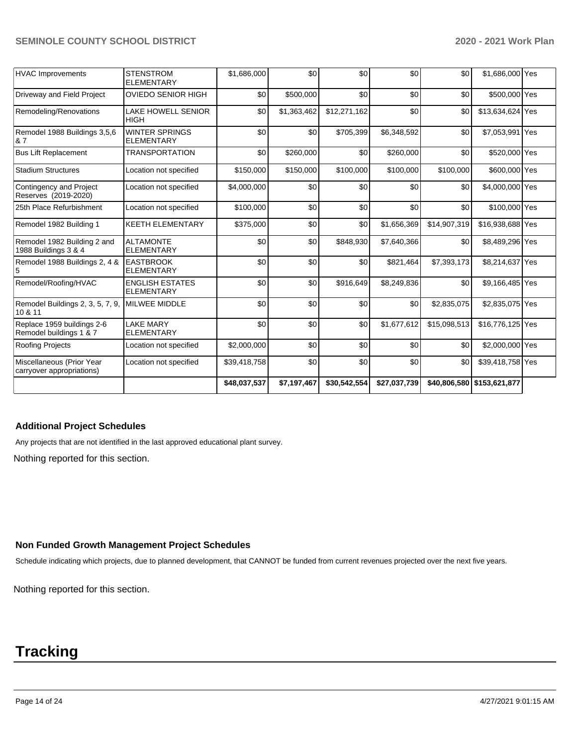| | | | | | | | | |
|---|---|---|---|---|---|---|---|---|
| HVAC Improvements | STENSTROM ELEMENTARY | $1,686,000 | $0 | $0 | $0 | $0 | $1,686,000 | Yes |
| Driveway and Field Project | OVIEDO SENIOR HIGH | $0 | $500,000 | $0 | $0 | $0 | $500,000 | Yes |
| Remodeling/Renovations | LAKE HOWELL SENIOR HIGH | $0 | $1,363,462 | $12,271,162 | $0 | $0 | $13,634,624 | Yes |
| Remodel 1988 Buildings 3,5,6 & 7 | WINTER SPRINGS ELEMENTARY | $0 | $0 | $705,399 | $6,348,592 | $0 | $7,053,991 | Yes |
| Bus Lift Replacement | TRANSPORTATION | $0 | $260,000 | $0 | $260,000 | $0 | $520,000 | Yes |
| Stadium Structures | Location not specified | $150,000 | $150,000 | $100,000 | $100,000 | $100,000 | $600,000 | Yes |
| Contingency and Project Reserves (2019-2020) | Location not specified | $4,000,000 | $0 | $0 | $0 | $0 | $4,000,000 | Yes |
| 25th Place Refurbishment | Location not specified | $100,000 | $0 | $0 | $0 | $0 | $100,000 | Yes |
| Remodel 1982 Building 1 | KEETH ELEMENTARY | $375,000 | $0 | $0 | $1,656,369 | $14,907,319 | $16,938,688 | Yes |
| Remodel 1982 Building 2 and 1988 Buildings 3 & 4 | ALTAMONTE ELEMENTARY | $0 | $0 | $848,930 | $7,640,366 | $0 | $8,489,296 | Yes |
| Remodel 1988 Buildings 2, 4 & 5 | EASTBROOK ELEMENTARY | $0 | $0 | $0 | $821,464 | $7,393,173 | $8,214,637 | Yes |
| Remodel/Roofing/HVAC | ENGLISH ESTATES ELEMENTARY | $0 | $0 | $916,649 | $8,249,836 | $0 | $9,166,485 | Yes |
| Remodel Buildings 2, 3, 5, 7, 9, 10 & 11 | MILWEE MIDDLE | $0 | $0 | $0 | $0 | $2,835,075 | $2,835,075 | Yes |
| Replace 1959 buildings 2-6 Remodel buildings 1 & 7 | LAKE MARY ELEMENTARY | $0 | $0 | $0 | $1,677,612 | $15,098,513 | $16,776,125 | Yes |
| Roofing Projects | Location not specified | $2,000,000 | $0 | $0 | $0 | $0 | $2,000,000 | Yes |
| Miscellaneous (Prior Year carryover appropriations) | Location not specified | $39,418,758 | $0 | $0 | $0 | $0 | $39,418,758 | Yes |
| | | **$48,037,537** | **$7,197,467** | **$30,542,554** | **$27,037,739** | **$40,806,580** | **$153,621,877** | |

### Additional Project Schedules

Any projects that are not identified in the last approved educational plant survey.

Nothing reported for this section.

### Non Funded Growth Management Project Schedules

Schedule indicating which projects, due to planned development, that CANNOT be funded from current revenues projected over the next five years.

Nothing reported for this section.

# Tracking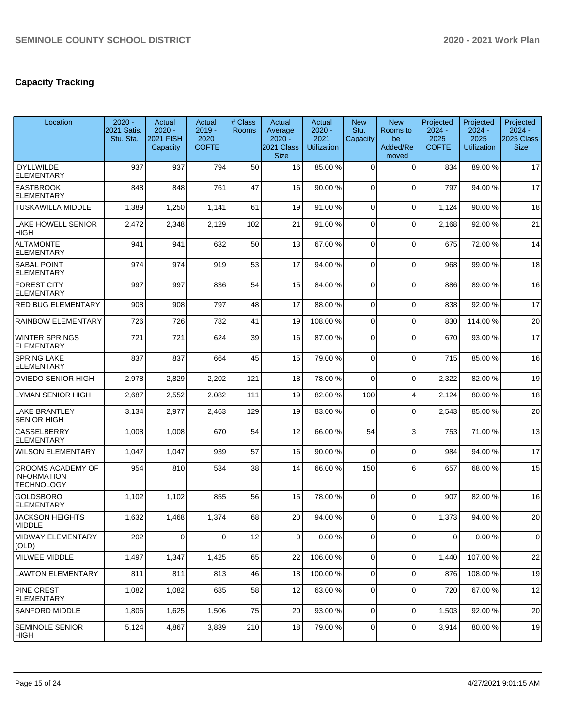## Capacity Tracking

| Location | 2020 - 2021 Satis. Stu. Sta. | Actual 2020 - 2021 FISH Capacity | Actual 2019 - 2020 COFTE | # Class Rooms | Actual Average 2020 - 2021 Class Size | Actual 2020 - 2021 Utilization | New Stu. Capacity | New Rooms to be Added/Removed | Projected 2024 - 2025 COFTE | Projected 2024 - 2025 Utilization | Projected 2024 - 2025 Class Size |
|---|---|---|---|---|---|---|---|---|---|---|---|
| IDYLLWILDE ELEMENTARY | 937 | 937 | 794 | 50 | 16 | 85.00 % | 0 | 0 | 834 | 89.00 % | 17 |
| EASTBROOK ELEMENTARY | 848 | 848 | 761 | 47 | 16 | 90.00 % | 0 | 0 | 797 | 94.00 % | 17 |
| TUSKAWILLA MIDDLE | 1,389 | 1,250 | 1,141 | 61 | 19 | 91.00 % | 0 | 0 | 1,124 | 90.00 % | 18 |
| LAKE HOWELL SENIOR HIGH | 2,472 | 2,348 | 2,129 | 102 | 21 | 91.00 % | 0 | 0 | 2,168 | 92.00 % | 21 |
| ALTAMONTE ELEMENTARY | 941 | 941 | 632 | 50 | 13 | 67.00 % | 0 | 0 | 675 | 72.00 % | 14 |
| SABAL POINT ELEMENTARY | 974 | 974 | 919 | 53 | 17 | 94.00 % | 0 | 0 | 968 | 99.00 % | 18 |
| FOREST CITY ELEMENTARY | 997 | 997 | 836 | 54 | 15 | 84.00 % | 0 | 0 | 886 | 89.00 % | 16 |
| RED BUG ELEMENTARY | 908 | 908 | 797 | 48 | 17 | 88.00 % | 0 | 0 | 838 | 92.00 % | 17 |
| RAINBOW ELEMENTARY | 726 | 726 | 782 | 41 | 19 | 108.00 % | 0 | 0 | 830 | 114.00 % | 20 |
| WINTER SPRINGS ELEMENTARY | 721 | 721 | 624 | 39 | 16 | 87.00 % | 0 | 0 | 670 | 93.00 % | 17 |
| SPRING LAKE ELEMENTARY | 837 | 837 | 664 | 45 | 15 | 79.00 % | 0 | 0 | 715 | 85.00 % | 16 |
| OVIEDO SENIOR HIGH | 2,978 | 2,829 | 2,202 | 121 | 18 | 78.00 % | 0 | 0 | 2,322 | 82.00 % | 19 |
| LYMAN SENIOR HIGH | 2,687 | 2,552 | 2,082 | 111 | 19 | 82.00 % | 100 | 4 | 2,124 | 80.00 % | 18 |
| LAKE BRANTLEY SENIOR HIGH | 3,134 | 2,977 | 2,463 | 129 | 19 | 83.00 % | 0 | 0 | 2,543 | 85.00 % | 20 |
| CASSELBERRY ELEMENTARY | 1,008 | 1,008 | 670 | 54 | 12 | 66.00 % | 54 | 3 | 753 | 71.00 % | 13 |
| WILSON ELEMENTARY | 1,047 | 1,047 | 939 | 57 | 16 | 90.00 % | 0 | 0 | 984 | 94.00 % | 17 |
| CROOMS ACADEMY OF INFORMATION TECHNOLOGY | 954 | 810 | 534 | 38 | 14 | 66.00 % | 150 | 6 | 657 | 68.00 % | 15 |
| GOLDSBORO ELEMENTARY | 1,102 | 1,102 | 855 | 56 | 15 | 78.00 % | 0 | 0 | 907 | 82.00 % | 16 |
| JACKSON HEIGHTS MIDDLE | 1,632 | 1,468 | 1,374 | 68 | 20 | 94.00 % | 0 | 0 | 1,373 | 94.00 % | 20 |
| MIDWAY ELEMENTARY (OLD) | 202 | 0 | 0 | 12 | 0 | 0.00 % | 0 | 0 | 0 | 0.00 % | 0 |
| MILWEE MIDDLE | 1,497 | 1,347 | 1,425 | 65 | 22 | 106.00 % | 0 | 0 | 1,440 | 107.00 % | 22 |
| LAWTON ELEMENTARY | 811 | 811 | 813 | 46 | 18 | 100.00 % | 0 | 0 | 876 | 108.00 % | 19 |
| PINE CREST ELEMENTARY | 1,082 | 1,082 | 685 | 58 | 12 | 63.00 % | 0 | 0 | 720 | 67.00 % | 12 |
| SANFORD MIDDLE | 1,806 | 1,625 | 1,506 | 75 | 20 | 93.00 % | 0 | 0 | 1,503 | 92.00 % | 20 |
| SEMINOLE SENIOR HIGH | 5,124 | 4,867 | 3,839 | 210 | 18 | 79.00 % | 0 | 0 | 3,914 | 80.00 % | 19 |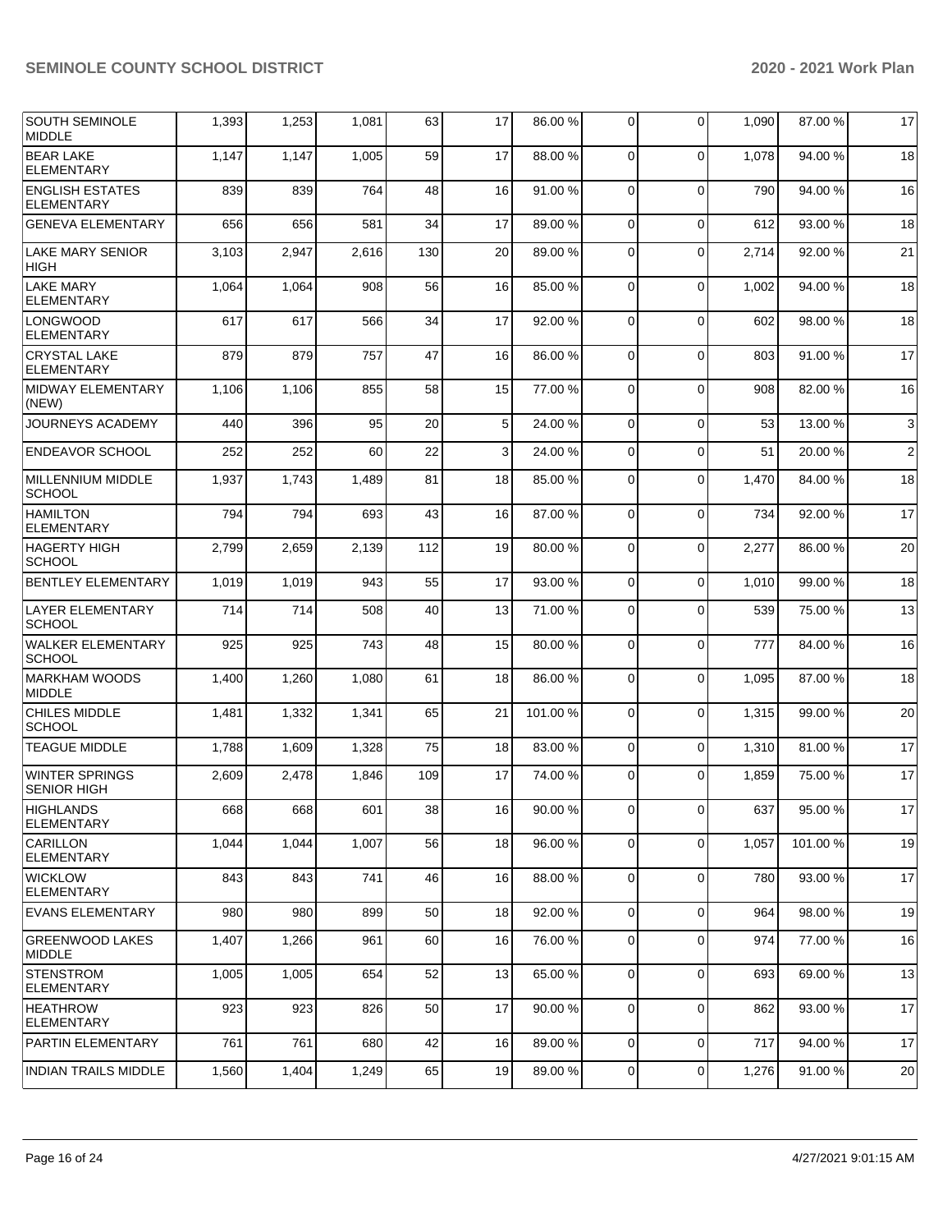| | | | | | | | | | | |
|---|---|---|---|---|---|---|---|---|---|---|
| SOUTH SEMINOLE MIDDLE | 1,393 | 1,253 | 1,081 | 63 | 17 | 86.00 % | 0 | 0 | 1,090 | 87.00 % | 17 |
| BEAR LAKE ELEMENTARY | 1,147 | 1,147 | 1,005 | 59 | 17 | 88.00 % | 0 | 0 | 1,078 | 94.00 % | 18 |
| ENGLISH ESTATES ELEMENTARY | 839 | 839 | 764 | 48 | 16 | 91.00 % | 0 | 0 | 790 | 94.00 % | 16 |
| GENEVA ELEMENTARY | 656 | 656 | 581 | 34 | 17 | 89.00 % | 0 | 0 | 612 | 93.00 % | 18 |
| LAKE MARY SENIOR HIGH | 3,103 | 2,947 | 2,616 | 130 | 20 | 89.00 % | 0 | 0 | 2,714 | 92.00 % | 21 |
| LAKE MARY ELEMENTARY | 1,064 | 1,064 | 908 | 56 | 16 | 85.00 % | 0 | 0 | 1,002 | 94.00 % | 18 |
| LONGWOOD ELEMENTARY | 617 | 617 | 566 | 34 | 17 | 92.00 % | 0 | 0 | 602 | 98.00 % | 18 |
| CRYSTAL LAKE ELEMENTARY | 879 | 879 | 757 | 47 | 16 | 86.00 % | 0 | 0 | 803 | 91.00 % | 17 |
| MIDWAY ELEMENTARY (NEW) | 1,106 | 1,106 | 855 | 58 | 15 | 77.00 % | 0 | 0 | 908 | 82.00 % | 16 |
| JOURNEYS ACADEMY | 440 | 396 | 95 | 20 | 5 | 24.00 % | 0 | 0 | 53 | 13.00 % | 3 |
| ENDEAVOR SCHOOL | 252 | 252 | 60 | 22 | 3 | 24.00 % | 0 | 0 | 51 | 20.00 % | 2 |
| MILLENNIUM MIDDLE SCHOOL | 1,937 | 1,743 | 1,489 | 81 | 18 | 85.00 % | 0 | 0 | 1,470 | 84.00 % | 18 |
| HAMILTON ELEMENTARY | 794 | 794 | 693 | 43 | 16 | 87.00 % | 0 | 0 | 734 | 92.00 % | 17 |
| HAGERTY HIGH SCHOOL | 2,799 | 2,659 | 2,139 | 112 | 19 | 80.00 % | 0 | 0 | 2,277 | 86.00 % | 20 |
| BENTLEY ELEMENTARY | 1,019 | 1,019 | 943 | 55 | 17 | 93.00 % | 0 | 0 | 1,010 | 99.00 % | 18 |
| LAYER ELEMENTARY SCHOOL | 714 | 714 | 508 | 40 | 13 | 71.00 % | 0 | 0 | 539 | 75.00 % | 13 |
| WALKER ELEMENTARY SCHOOL | 925 | 925 | 743 | 48 | 15 | 80.00 % | 0 | 0 | 777 | 84.00 % | 16 |
| MARKHAM WOODS MIDDLE | 1,400 | 1,260 | 1,080 | 61 | 18 | 86.00 % | 0 | 0 | 1,095 | 87.00 % | 18 |
| CHILES MIDDLE SCHOOL | 1,481 | 1,332 | 1,341 | 65 | 21 | 101.00 % | 0 | 0 | 1,315 | 99.00 % | 20 |
| TEAGUE MIDDLE | 1,788 | 1,609 | 1,328 | 75 | 18 | 83.00 % | 0 | 0 | 1,310 | 81.00 % | 17 |
| WINTER SPRINGS SENIOR HIGH | 2,609 | 2,478 | 1,846 | 109 | 17 | 74.00 % | 0 | 0 | 1,859 | 75.00 % | 17 |
| HIGHLANDS ELEMENTARY | 668 | 668 | 601 | 38 | 16 | 90.00 % | 0 | 0 | 637 | 95.00 % | 17 |
| CARILLON ELEMENTARY | 1,044 | 1,044 | 1,007 | 56 | 18 | 96.00 % | 0 | 0 | 1,057 | 101.00 % | 19 |
| WICKLOW ELEMENTARY | 843 | 843 | 741 | 46 | 16 | 88.00 % | 0 | 0 | 780 | 93.00 % | 17 |
| EVANS ELEMENTARY | 980 | 980 | 899 | 50 | 18 | 92.00 % | 0 | 0 | 964 | 98.00 % | 19 |
| GREENWOOD LAKES MIDDLE | 1,407 | 1,266 | 961 | 60 | 16 | 76.00 % | 0 | 0 | 974 | 77.00 % | 16 |
| STENSTROM ELEMENTARY | 1,005 | 1,005 | 654 | 52 | 13 | 65.00 % | 0 | 0 | 693 | 69.00 % | 13 |
| HEATHROW ELEMENTARY | 923 | 923 | 826 | 50 | 17 | 90.00 % | 0 | 0 | 862 | 93.00 % | 17 |
| PARTIN ELEMENTARY | 761 | 761 | 680 | 42 | 16 | 89.00 % | 0 | 0 | 717 | 94.00 % | 17 |
| INDIAN TRAILS MIDDLE | 1,560 | 1,404 | 1,249 | 65 | 19 | 89.00 % | 0 | 0 | 1,276 | 91.00 % | 20 |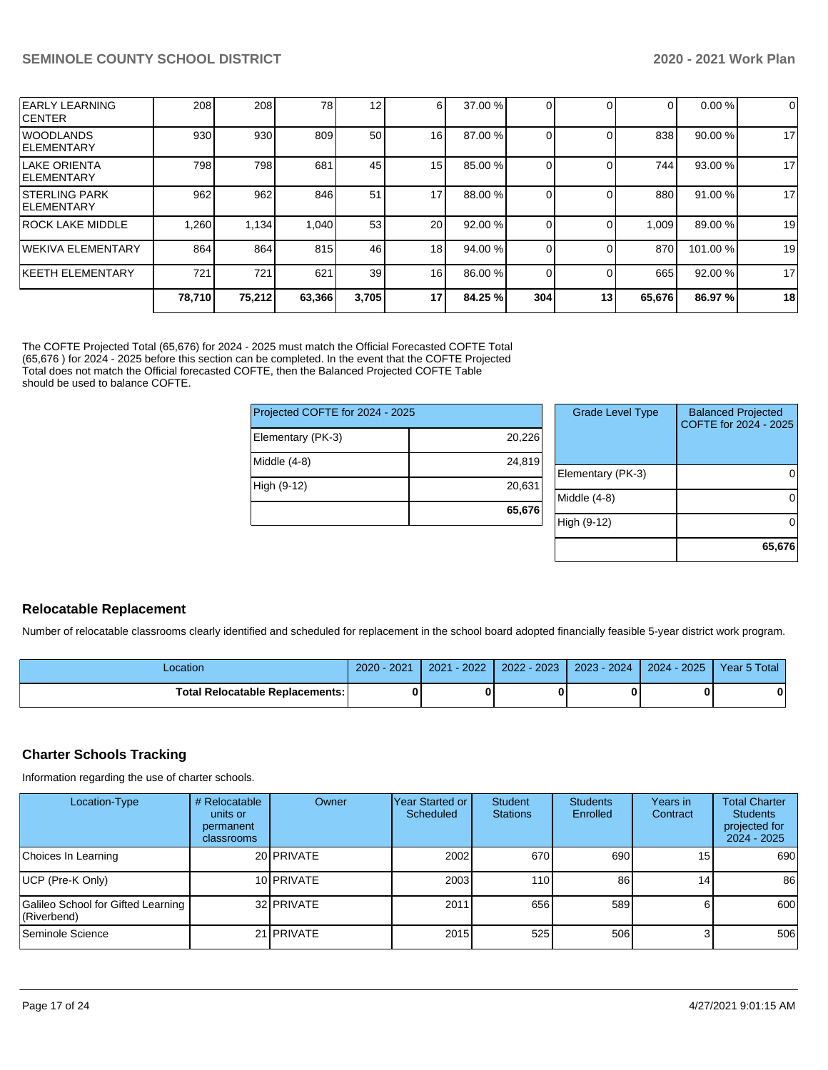| | | | | | | | | | | | |
|---|---|---|---|---|---|---|---|---|---|---|---|
| EARLY LEARNING CENTER | 208 | 208 | 78 | 12 | 6 | 37.00 % | 0 | 0 | 0 | 0.00 % | 0 |
| WOODLANDS ELEMENTARY | 930 | 930 | 809 | 50 | 16 | 87.00 % | 0 | 0 | 838 | 90.00 % | 17 |
| LAKE ORIENTA ELEMENTARY | 798 | 798 | 681 | 45 | 15 | 85.00 % | 0 | 0 | 744 | 93.00 % | 17 |
| STERLING PARK ELEMENTARY | 962 | 962 | 846 | 51 | 17 | 88.00 % | 0 | 0 | 880 | 91.00 % | 17 |
| ROCK LAKE MIDDLE | 1,260 | 1,134 | 1,040 | 53 | 20 | 92.00 % | 0 | 0 | 1,009 | 89.00 % | 19 |
| WEKIVA ELEMENTARY | 864 | 864 | 815 | 46 | 18 | 94.00 % | 0 | 0 | 870 | 101.00 % | 19 |
| KEETH ELEMENTARY | 721 | 721 | 621 | 39 | 16 | 86.00 % | 0 | 0 | 665 | 92.00 % | 17 |
| | **78,710** | **75,212** | **63,366** | **3,705** | **17** | **84.25 %** | **304** | **13** | **65,676** | **86.97 %** | **18** |

The COFTE Projected Total (65,676) for 2024 - 2025 must match the Official Forecasted COFTE Total (65,676 ) for 2024 - 2025 before this section can be completed. In the event that the COFTE Projected Total does not match the Official forecasted COFTE, then the Balanced Projected COFTE Table should be used to balance COFTE.

| Projected COFTE for 2024 - 2025 | |
|---|---|
| Elementary (PK-3) | 20,226 |
| Middle (4-8) | 24,819 |
| High (9-12) | 20,631 |
| | **65,676** |

| Grade Level Type | Balanced Projected COFTE for 2024 - 2025 |
|---|---|
| Elementary (PK-3) | 0 |
| Middle (4-8) | 0 |
| High (9-12) | 0 |
| | **65,676** |

## Relocatable Replacement

Number of relocatable classrooms clearly identified and scheduled for replacement in the school board adopted financially feasible 5-year district work program.

| Location | 2020 - 2021 | 2021 - 2022 | 2022 - 2023 | 2023 - 2024 | 2024 - 2025 | Year 5 Total |
|---|---|---|---|---|---|---|
| **Total Relocatable Replacements:** | **0** | **0** | **0** | **0** | **0** | **0** |

## Charter Schools Tracking

Information regarding the use of charter schools.

| Location-Type | # Relocatable units or permanent classrooms | Owner | Year Started or Scheduled | Student Stations | Students Enrolled | Years in Contract | Total Charter Students projected for 2024 - 2025 |
|---|---|---|---|---|---|---|---|
| Choices In Learning | 20 | PRIVATE | 2002 | 670 | 690 | 15 | 690 |
| UCP (Pre-K Only) | 10 | PRIVATE | 2003 | 110 | 86 | 14 | 86 |
| Galileo School for Gifted Learning (Riverbend) | 32 | PRIVATE | 2011 | 656 | 589 | 6 | 600 |
| Seminole Science | 21 | PRIVATE | 2015 | 525 | 506 | 3 | 506 |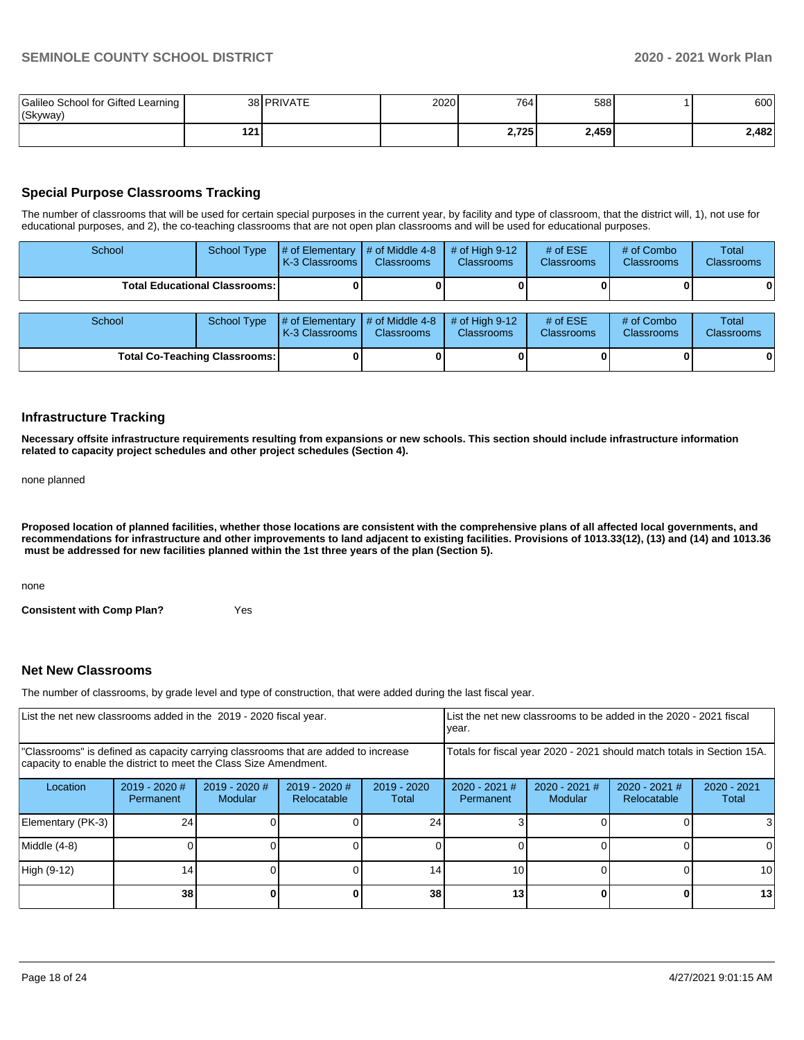| Galileo School for Gifted Learning (Skyway) | 38 | PRIVATE | 2020 | 764 | 588 | 1 | 600 |
|---|---|---|---|---|---|---|---|
| | **121** | | | **2,725** | **2,459** | | **2,482** |

## Special Purpose Classrooms Tracking

The number of classrooms that will be used for certain special purposes in the current year, by facility and type of classroom, that the district will, 1), not use for educational purposes, and 2), the co-teaching classrooms that are not open plan classrooms and will be used for educational purposes.

| School | School Type | # of Elementary K-3 Classrooms | # of Middle 4-8 Classrooms | # of High 9-12 Classrooms | # of ESE Classrooms | # of Combo Classrooms | Total Classrooms |
|---|---|---|---|---|---|---|---|
| **Total Educational Classrooms:** | | **0** | **0** | **0** | **0** | **0** | **0** |

| School | School Type | # of Elementary K-3 Classrooms | # of Middle 4-8 Classrooms | # of High 9-12 Classrooms | # of ESE Classrooms | # of Combo Classrooms | Total Classrooms |
|---|---|---|---|---|---|---|---|
| **Total Co-Teaching Classrooms:** | | **0** | **0** | **0** | **0** | **0** | **0** |

## Infrastructure Tracking

**Necessary offsite infrastructure requirements resulting from expansions or new schools. This section should include infrastructure information related to capacity project schedules and other project schedules (Section 4).**

none planned

**Proposed location of planned facilities, whether those locations are consistent with the comprehensive plans of all affected local governments, and recommendations for infrastructure and other improvements to land adjacent to existing facilities. Provisions of 1013.33(12), (13) and (14) and 1013.36 must be addressed for new facilities planned within the 1st three years of the plan (Section 5).**

none

**Consistent with Comp Plan?** Yes

## Net New Classrooms

The number of classrooms, by grade level and type of construction, that were added during the last fiscal year.

| List the net new classrooms added in the 2019 - 2020 fiscal year. | | | | | List the net new classrooms to be added in the 2020 - 2021 fiscal year. | | | |
|---|---|---|---|---|---|---|---|---|
| "Classrooms" is defined as capacity carrying classrooms that are added to increase capacity to enable the district to meet the Class Size Amendment. | | | | | Totals for fiscal year 2020 - 2021 should match totals in Section 15A. | | | |
| Location | 2019 - 2020 # Permanent | 2019 - 2020 # Modular | 2019 - 2020 # Relocatable | 2019 - 2020 Total | 2020 - 2021 # Permanent | 2020 - 2021 # Modular | 2020 - 2021 # Relocatable | 2020 - 2021 Total |
| Elementary (PK-3) | 24 | 0 | 0 | 24 | 3 | 0 | 0 | 3 |
| Middle (4-8) | 0 | 0 | 0 | 0 | 0 | 0 | 0 | 0 |
| High (9-12) | 14 | 0 | 0 | 14 | 10 | 0 | 0 | 10 |
| | **38** | **0** | **0** | **38** | **13** | **0** | **0** | **13** |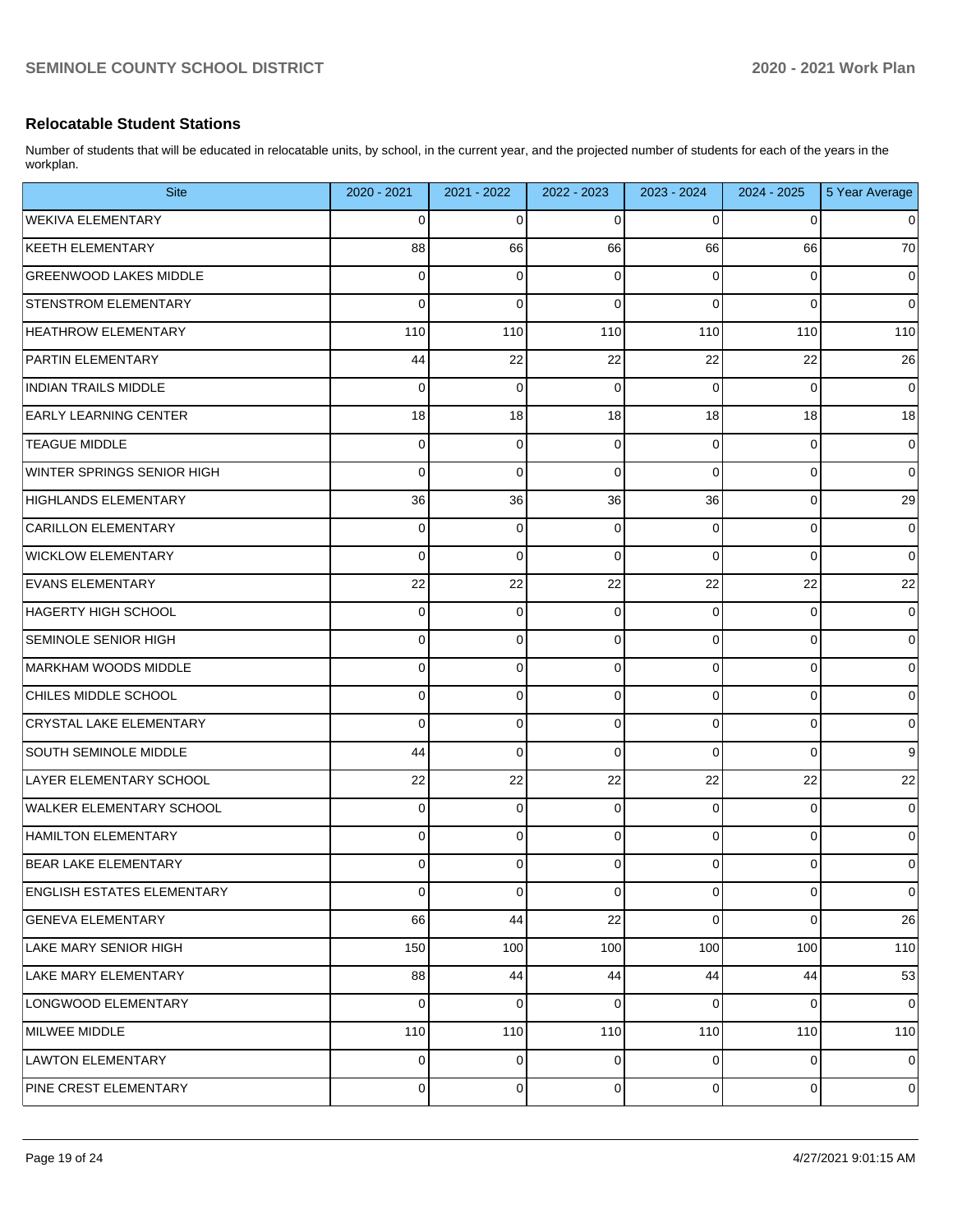## Relocatable Student Stations

Number of students that will be educated in relocatable units, by school, in the current year, and the projected number of students for each of the years in the workplan.

| Site | 2020 - 2021 | 2021 - 2022 | 2022 - 2023 | 2023 - 2024 | 2024 - 2025 | 5 Year Average |
|---|---|---|---|---|---|---|
| WEKIVA ELEMENTARY | 0 | 0 | 0 | 0 | 0 | 0 |
| KEETH ELEMENTARY | 88 | 66 | 66 | 66 | 66 | 70 |
| GREENWOOD LAKES MIDDLE | 0 | 0 | 0 | 0 | 0 | 0 |
| STENSTROM ELEMENTARY | 0 | 0 | 0 | 0 | 0 | 0 |
| HEATHROW ELEMENTARY | 110 | 110 | 110 | 110 | 110 | 110 |
| PARTIN ELEMENTARY | 44 | 22 | 22 | 22 | 22 | 26 |
| INDIAN TRAILS MIDDLE | 0 | 0 | 0 | 0 | 0 | 0 |
| EARLY LEARNING CENTER | 18 | 18 | 18 | 18 | 18 | 18 |
| TEAGUE MIDDLE | 0 | 0 | 0 | 0 | 0 | 0 |
| WINTER SPRINGS SENIOR HIGH | 0 | 0 | 0 | 0 | 0 | 0 |
| HIGHLANDS ELEMENTARY | 36 | 36 | 36 | 36 | 0 | 29 |
| CARILLON ELEMENTARY | 0 | 0 | 0 | 0 | 0 | 0 |
| WICKLOW ELEMENTARY | 0 | 0 | 0 | 0 | 0 | 0 |
| EVANS ELEMENTARY | 22 | 22 | 22 | 22 | 22 | 22 |
| HAGERTY HIGH SCHOOL | 0 | 0 | 0 | 0 | 0 | 0 |
| SEMINOLE SENIOR HIGH | 0 | 0 | 0 | 0 | 0 | 0 |
| MARKHAM WOODS MIDDLE | 0 | 0 | 0 | 0 | 0 | 0 |
| CHILES MIDDLE SCHOOL | 0 | 0 | 0 | 0 | 0 | 0 |
| CRYSTAL LAKE ELEMENTARY | 0 | 0 | 0 | 0 | 0 | 0 |
| SOUTH SEMINOLE MIDDLE | 44 | 0 | 0 | 0 | 0 | 9 |
| LAYER ELEMENTARY SCHOOL | 22 | 22 | 22 | 22 | 22 | 22 |
| WALKER ELEMENTARY SCHOOL | 0 | 0 | 0 | 0 | 0 | 0 |
| HAMILTON ELEMENTARY | 0 | 0 | 0 | 0 | 0 | 0 |
| BEAR LAKE ELEMENTARY | 0 | 0 | 0 | 0 | 0 | 0 |
| ENGLISH ESTATES ELEMENTARY | 0 | 0 | 0 | 0 | 0 | 0 |
| GENEVA ELEMENTARY | 66 | 44 | 22 | 0 | 0 | 26 |
| LAKE MARY SENIOR HIGH | 150 | 100 | 100 | 100 | 100 | 110 |
| LAKE MARY ELEMENTARY | 88 | 44 | 44 | 44 | 44 | 53 |
| LONGWOOD ELEMENTARY | 0 | 0 | 0 | 0 | 0 | 0 |
| MILWEE MIDDLE | 110 | 110 | 110 | 110 | 110 | 110 |
| LAWTON ELEMENTARY | 0 | 0 | 0 | 0 | 0 | 0 |
| PINE CREST ELEMENTARY | 0 | 0 | 0 | 0 | 0 | 0 |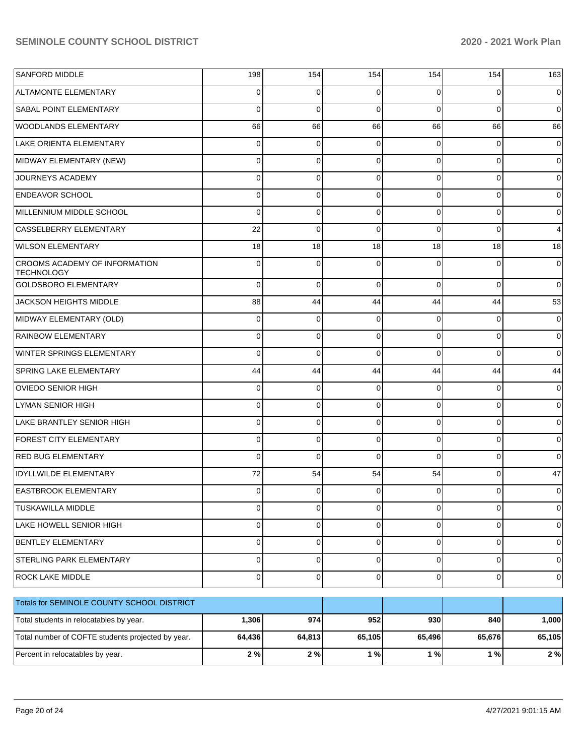| | | | | | | |
|---|---|---|---|---|---|---|
| SANFORD MIDDLE | 198 | 154 | 154 | 154 | 154 | 163 |
| ALTAMONTE ELEMENTARY | 0 | 0 | 0 | 0 | 0 | 0 |
| SABAL POINT ELEMENTARY | 0 | 0 | 0 | 0 | 0 | 0 |
| WOODLANDS ELEMENTARY | 66 | 66 | 66 | 66 | 66 | 66 |
| LAKE ORIENTA ELEMENTARY | 0 | 0 | 0 | 0 | 0 | 0 |
| MIDWAY ELEMENTARY (NEW) | 0 | 0 | 0 | 0 | 0 | 0 |
| JOURNEYS ACADEMY | 0 | 0 | 0 | 0 | 0 | 0 |
| ENDEAVOR SCHOOL | 0 | 0 | 0 | 0 | 0 | 0 |
| MILLENNIUM MIDDLE SCHOOL | 0 | 0 | 0 | 0 | 0 | 0 |
| CASSELBERRY ELEMENTARY | 22 | 0 | 0 | 0 | 0 | 4 |
| WILSON ELEMENTARY | 18 | 18 | 18 | 18 | 18 | 18 |
| CROOMS ACADEMY OF INFORMATION TECHNOLOGY | 0 | 0 | 0 | 0 | 0 | 0 |
| GOLDSBORO ELEMENTARY | 0 | 0 | 0 | 0 | 0 | 0 |
| JACKSON HEIGHTS MIDDLE | 88 | 44 | 44 | 44 | 44 | 53 |
| MIDWAY ELEMENTARY (OLD) | 0 | 0 | 0 | 0 | 0 | 0 |
| RAINBOW ELEMENTARY | 0 | 0 | 0 | 0 | 0 | 0 |
| WINTER SPRINGS ELEMENTARY | 0 | 0 | 0 | 0 | 0 | 0 |
| SPRING LAKE ELEMENTARY | 44 | 44 | 44 | 44 | 44 | 44 |
| OVIEDO SENIOR HIGH | 0 | 0 | 0 | 0 | 0 | 0 |
| LYMAN SENIOR HIGH | 0 | 0 | 0 | 0 | 0 | 0 |
| LAKE BRANTLEY SENIOR HIGH | 0 | 0 | 0 | 0 | 0 | 0 |
| FOREST CITY ELEMENTARY | 0 | 0 | 0 | 0 | 0 | 0 |
| RED BUG ELEMENTARY | 0 | 0 | 0 | 0 | 0 | 0 |
| IDYLLWILDE ELEMENTARY | 72 | 54 | 54 | 54 | 0 | 47 |
| EASTBROOK ELEMENTARY | 0 | 0 | 0 | 0 | 0 | 0 |
| TUSKAWILLA MIDDLE | 0 | 0 | 0 | 0 | 0 | 0 |
| LAKE HOWELL SENIOR HIGH | 0 | 0 | 0 | 0 | 0 | 0 |
| BENTLEY ELEMENTARY | 0 | 0 | 0 | 0 | 0 | 0 |
| STERLING PARK ELEMENTARY | 0 | 0 | 0 | 0 | 0 | 0 |
| ROCK LAKE MIDDLE | 0 | 0 | 0 | 0 | 0 | 0 |

| Totals for SEMINOLE COUNTY SCHOOL DISTRICT | | | | | | |
|---|---|---|---|---|---|---|
| Total students in relocatables by year. | **1,306** | **974** | **952** | **930** | **840** | **1,000** |
| Total number of COFTE students projected by year. | **64,436** | **64,813** | **65,105** | **65,496** | **65,676** | **65,105** |
| Percent in relocatables by year. | **2 %** | **2 %** | **1 %** | **1 %** | **1 %** | **2 %** |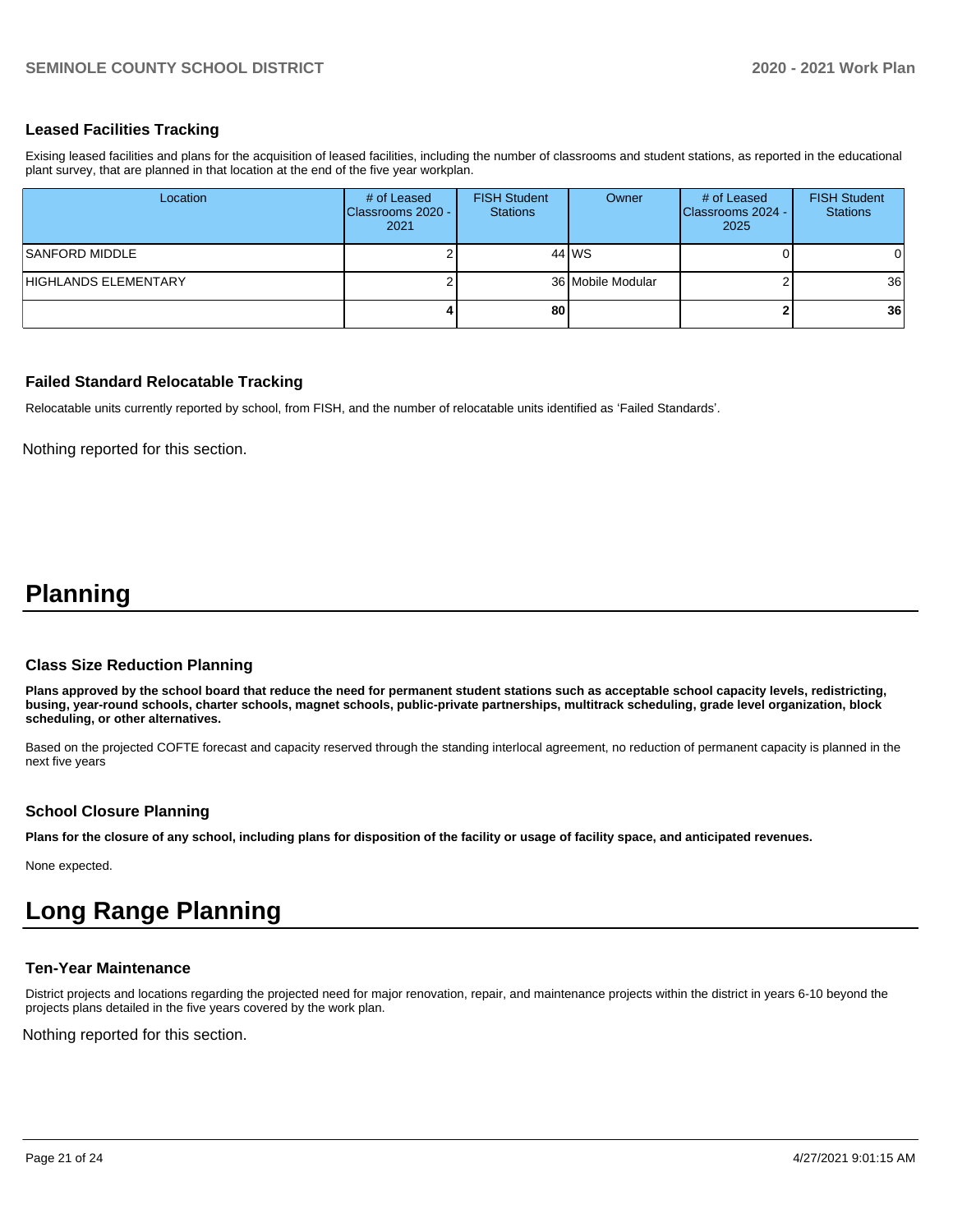### Leased Facilities Tracking

Exising leased facilities and plans for the acquisition of leased facilities, including the number of classrooms and student stations, as reported in the educational plant survey, that are planned in that location at the end of the five year workplan.

| Location | # of Leased Classrooms 2020 - 2021 | FISH Student Stations | Owner | # of Leased Classrooms 2024 - 2025 | FISH Student Stations |
|---|---|---|---|---|---|
| SANFORD MIDDLE | 2 | 44 | WS | 0 | 0 |
| HIGHLANDS ELEMENTARY | 2 | 36 | Mobile Modular | 2 | 36 |
| | **4** | **80** | | **2** | **36** |

### Failed Standard Relocatable Tracking

Relocatable units currently reported by school, from FISH, and the number of relocatable units identified as 'Failed Standards'.

Nothing reported for this section.

# Planning

### Class Size Reduction Planning

**Plans approved by the school board that reduce the need for permanent student stations such as acceptable school capacity levels, redistricting, busing, year-round schools, charter schools, magnet schools, public-private partnerships, multitrack scheduling, grade level organization, block scheduling, or other alternatives.**

Based on the projected COFTE forecast and capacity reserved through the standing interlocal agreement, no reduction of permanent capacity is planned in the next five years

### School Closure Planning

**Plans for the closure of any school, including plans for disposition of the facility or usage of facility space, and anticipated revenues.**

None expected.

# Long Range Planning

### Ten-Year Maintenance

District projects and locations regarding the projected need for major renovation, repair, and maintenance projects within the district in years 6-10 beyond the projects plans detailed in the five years covered by the work plan.

Nothing reported for this section.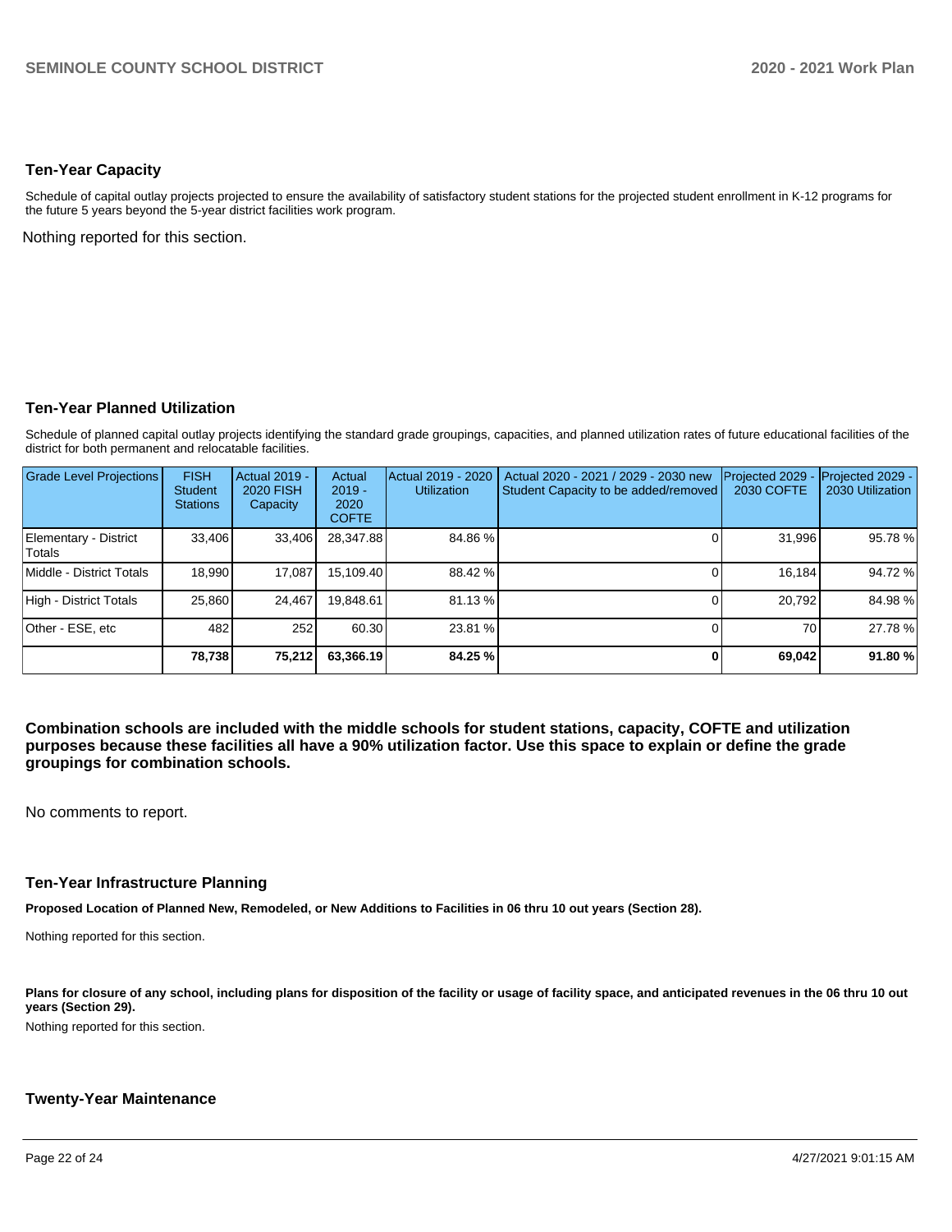## Ten-Year Capacity

Schedule of capital outlay projects projected to ensure the availability of satisfactory student stations for the projected student enrollment in K-12 programs for the future 5 years beyond the 5-year district facilities work program.

Nothing reported for this section.

## Ten-Year Planned Utilization

Schedule of planned capital outlay projects identifying the standard grade groupings, capacities, and planned utilization rates of future educational facilities of the district for both permanent and relocatable facilities.

| Grade Level Projections | FISH Student Stations | Actual 2019 - 2020 FISH Capacity | Actual 2019 - 2020 COFTE | Actual 2019 - 2020 Utilization | Actual 2020 - 2021 / 2029 - 2030 new Student Capacity to be added/removed | Projected 2029 - 2030 COFTE | Projected 2029 - 2030 Utilization |
|---|---|---|---|---|---|---|---|
| Elementary - District Totals | 33,406 | 33,406 | 28,347.88 | 84.86 % | 0 | 31,996 | 95.78 % |
| Middle - District Totals | 18,990 | 17,087 | 15,109.40 | 88.42 % | 0 | 16,184 | 94.72 % |
| High - District Totals | 25,860 | 24,467 | 19,848.61 | 81.13 % | 0 | 20,792 | 84.98 % |
| Other - ESE, etc | 482 | 252 | 60.30 | 23.81 % | 0 | 70 | 27.78 % |
| | **78,738** | **75,212** | **63,366.19** | **84.25 %** | **0** | **69,042** | **91.80 %** |

**Combination schools are included with the middle schools for student stations, capacity, COFTE and utilization purposes because these facilities all have a 90% utilization factor. Use this space to explain or define the grade groupings for combination schools.**

No comments to report.

## Ten-Year Infrastructure Planning

**Proposed Location of Planned New, Remodeled, or New Additions to Facilities in 06 thru 10 out years (Section 28).**

Nothing reported for this section.

**Plans for closure of any school, including plans for disposition of the facility or usage of facility space, and anticipated revenues in the 06 thru 10 out years (Section 29).**

Nothing reported for this section.

## Twenty-Year Maintenance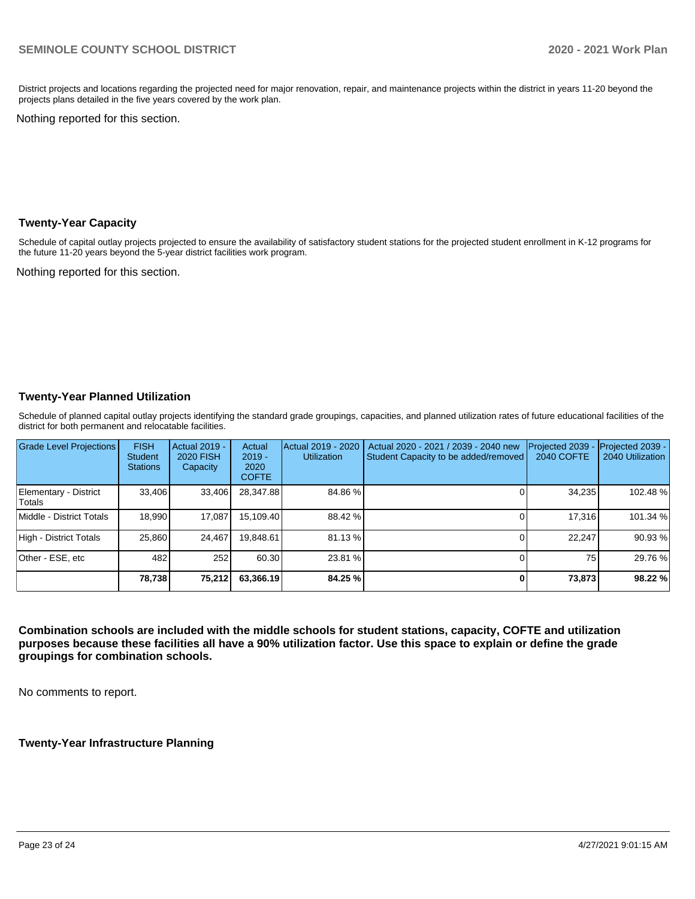District projects and locations regarding the projected need for major renovation, repair, and maintenance projects within the district in years 11-20 beyond the projects plans detailed in the five years covered by the work plan.

Nothing reported for this section.

### Twenty-Year Capacity

Schedule of capital outlay projects projected to ensure the availability of satisfactory student stations for the projected student enrollment in K-12 programs for the future 11-20 years beyond the 5-year district facilities work program.

Nothing reported for this section.

### Twenty-Year Planned Utilization

Schedule of planned capital outlay projects identifying the standard grade groupings, capacities, and planned utilization rates of future educational facilities of the district for both permanent and relocatable facilities.

| Grade Level Projections | FISH Student Stations | Actual 2019 - 2020 FISH Capacity | Actual 2019 - 2020 COFTE | Actual 2019 - 2020 Utilization | Actual 2020 - 2021 / 2039 - 2040 new Student Capacity to be added/removed | Projected 2039 - 2040 COFTE | Projected 2039 - 2040 Utilization |
|---|---|---|---|---|---|---|---|
| Elementary - District Totals | 33,406 | 33,406 | 28,347.88 | 84.86 % | 0 | 34,235 | 102.48 % |
| Middle - District Totals | 18,990 | 17,087 | 15,109.40 | 88.42 % | 0 | 17,316 | 101.34 % |
| High - District Totals | 25,860 | 24,467 | 19,848.61 | 81.13 % | 0 | 22,247 | 90.93 % |
| Other - ESE, etc | 482 | 252 | 60.30 | 23.81 % | 0 | 75 | 29.76 % |
| | **78,738** | **75,212** | **63,366.19** | **84.25 %** | **0** | **73,873** | **98.22 %** |

**Combination schools are included with the middle schools for student stations, capacity, COFTE and utilization purposes because these facilities all have a 90% utilization factor. Use this space to explain or define the grade groupings for combination schools.**

No comments to report.

### Twenty-Year Infrastructure Planning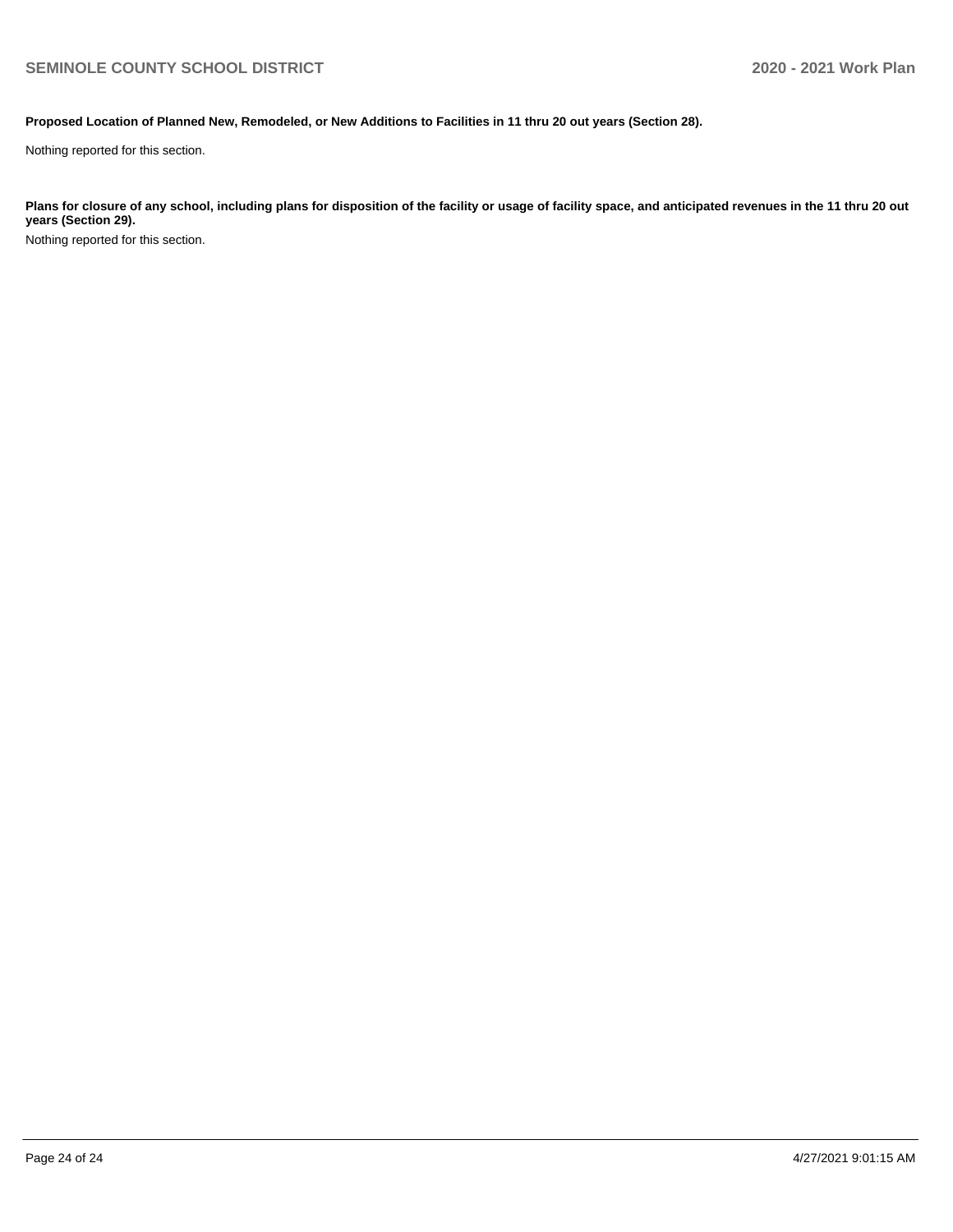**Proposed Location of Planned New, Remodeled, or New Additions to Facilities in 11 thru 20 out years (Section 28).**

Nothing reported for this section.

**Plans for closure of any school, including plans for disposition of the facility or usage of facility space, and anticipated revenues in the 11 thru 20 out years (Section 29).**

Nothing reported for this section.